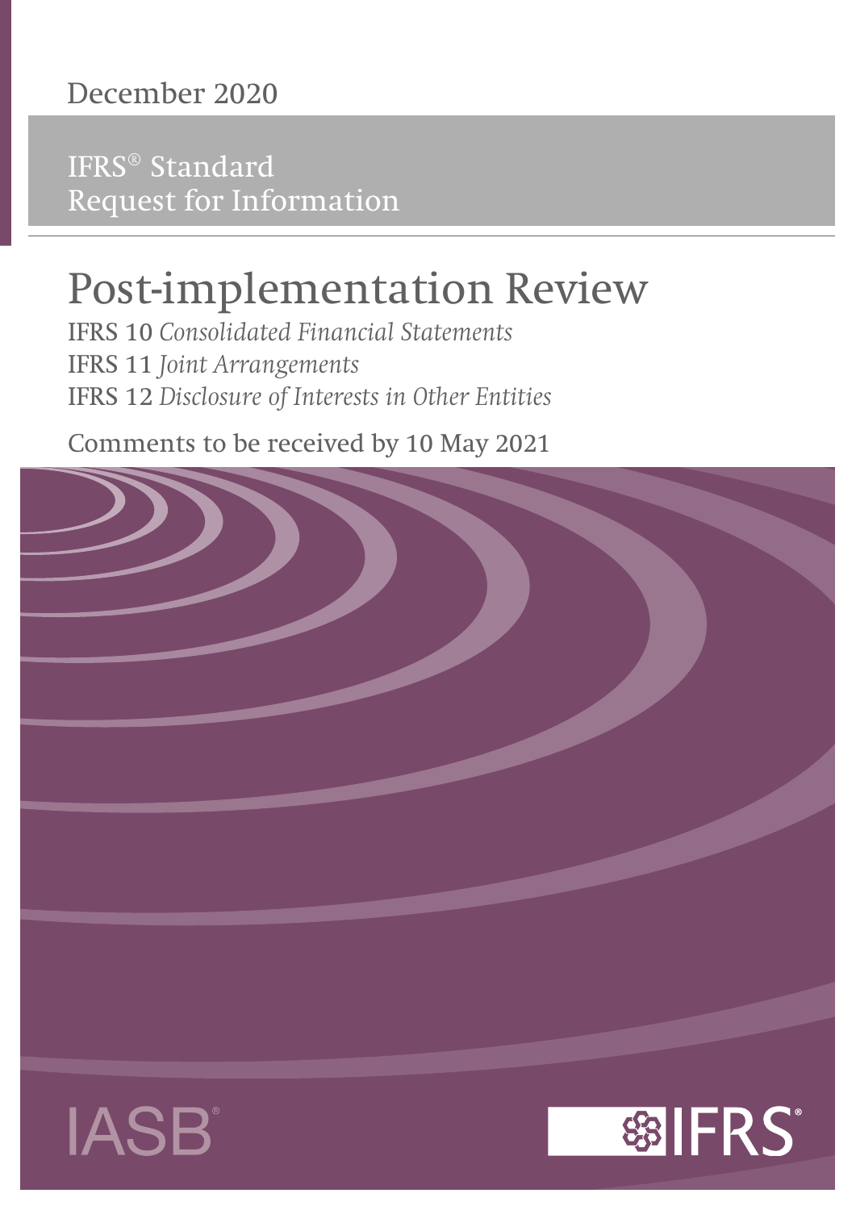December 2020

IFRS® Standard
Request for Information

# Post-implementation Review

IFRS 10 *Consolidated Financial Statements*
IFRS 11 *Joint Arrangements*
IFRS 12 *Disclosure of Interests in Other Entities*

Comments to be received by 10 May 2021

IASB®

IFRS®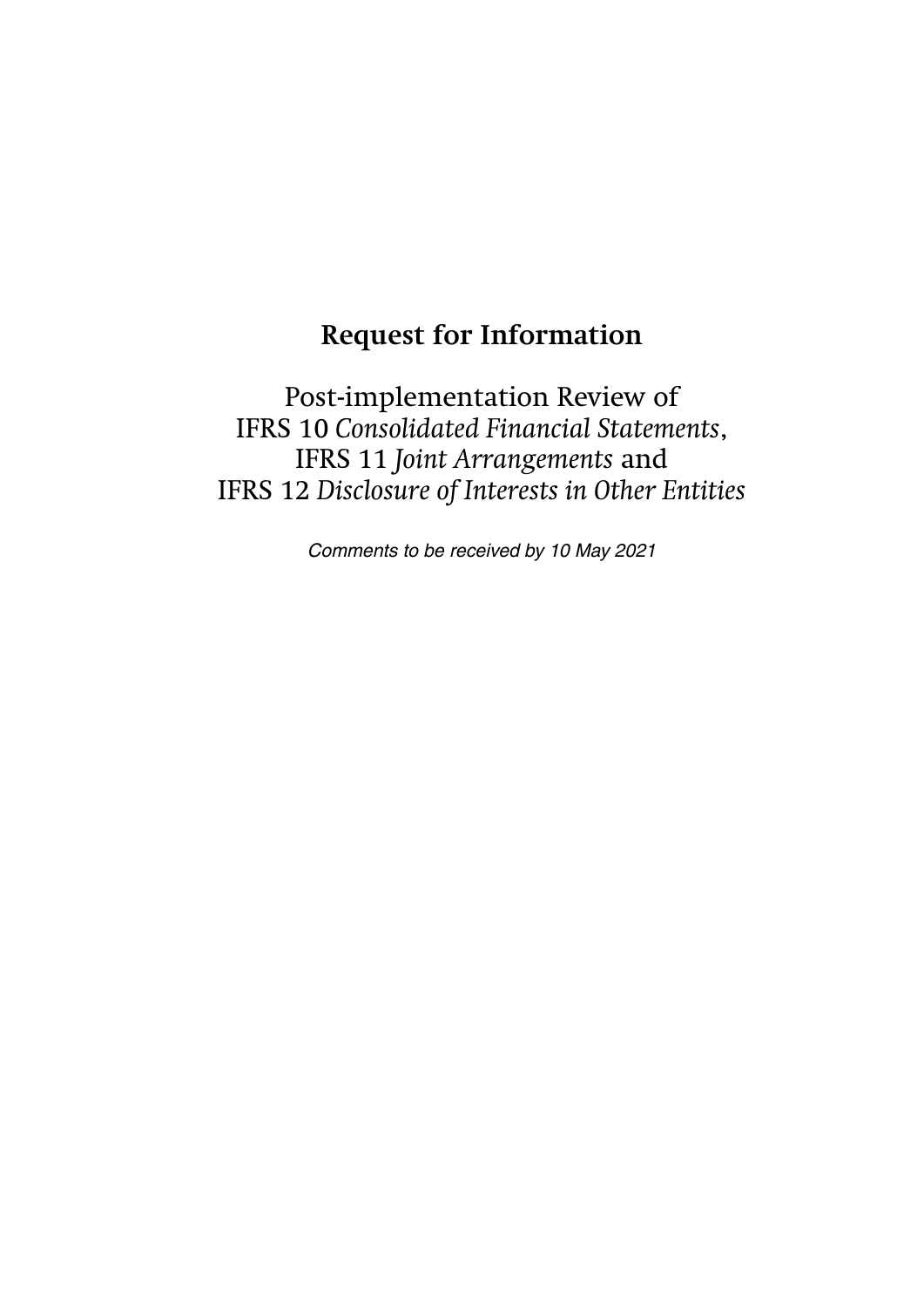# Request for Information

Post-implementation Review of
IFRS 10 *Consolidated Financial Statements*,
IFRS 11 *Joint Arrangements* and
IFRS 12 *Disclosure of Interests in Other Entities*

*Comments to be received by 10 May 2021*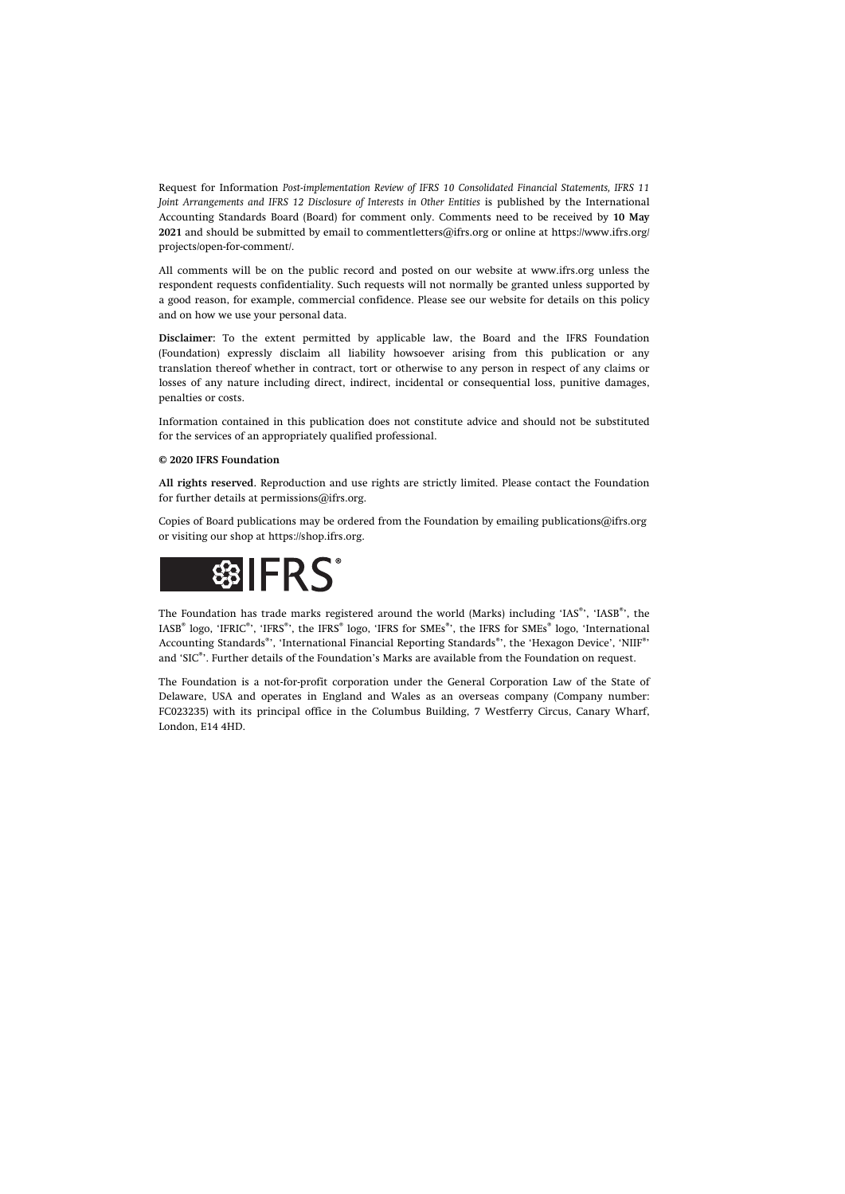Request for Information *Post-implementation Review of IFRS 10 Consolidated Financial Statements, IFRS 11 Joint Arrangements and IFRS 12 Disclosure of Interests in Other Entities* is published by the International Accounting Standards Board (Board) for comment only. Comments need to be received by **10 May 2021** and should be submitted by email to commentletters@ifrs.org or online at https://www.ifrs.org/projects/open-for-comment/.

All comments will be on the public record and posted on our website at www.ifrs.org unless the respondent requests confidentiality. Such requests will not normally be granted unless supported by a good reason, for example, commercial confidence. Please see our website for details on this policy and on how we use your personal data.

**Disclaimer:** To the extent permitted by applicable law, the Board and the IFRS Foundation (Foundation) expressly disclaim all liability howsoever arising from this publication or any translation thereof whether in contract, tort or otherwise to any person in respect of any claims or losses of any nature including direct, indirect, incidental or consequential loss, punitive damages, penalties or costs.

Information contained in this publication does not constitute advice and should not be substituted for the services of an appropriately qualified professional.

**© 2020 IFRS Foundation**

**All rights reserved.** Reproduction and use rights are strictly limited. Please contact the Foundation for further details at permissions@ifrs.org.

Copies of Board publications may be ordered from the Foundation by emailing publications@ifrs.org or visiting our shop at https://shop.ifrs.org.

IFRS®

The Foundation has trade marks registered around the world (Marks) including 'IAS®', 'IASB®', the IASB® logo, 'IFRIC®', 'IFRS®', the IFRS® logo, 'IFRS for SMEs®', the IFRS for SMEs® logo, 'International Accounting Standards®', 'International Financial Reporting Standards®', the 'Hexagon Device', 'NIIF®' and 'SIC®'. Further details of the Foundation's Marks are available from the Foundation on request.

The Foundation is a not-for-profit corporation under the General Corporation Law of the State of Delaware, USA and operates in England and Wales as an overseas company (Company number: FC023235) with its principal office in the Columbus Building, 7 Westferry Circus, Canary Wharf, London, E14 4HD.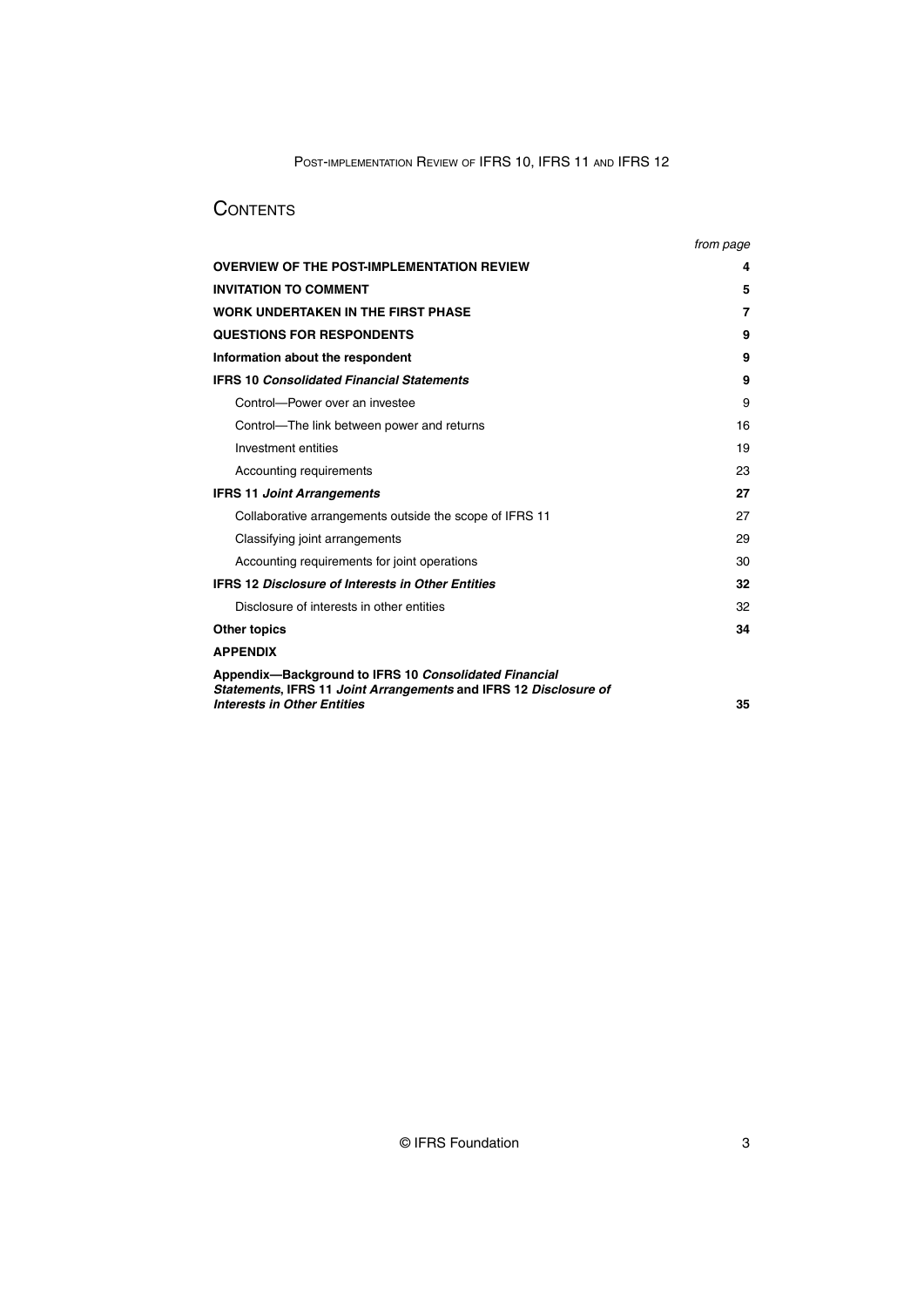# Contents

| | *from page* |
|---|---|
| **OVERVIEW OF THE POST-IMPLEMENTATION REVIEW** | **4** |
| **INVITATION TO COMMENT** | **5** |
| **WORK UNDERTAKEN IN THE FIRST PHASE** | **7** |
| **QUESTIONS FOR RESPONDENTS** | **9** |
| **Information about the respondent** | **9** |
| **IFRS 10 *Consolidated Financial Statements*** | **9** |
| Control—Power over an investee | 9 |
| Control—The link between power and returns | 16 |
| Investment entities | 19 |
| Accounting requirements | 23 |
| **IFRS 11 *Joint Arrangements*** | **27** |
| Collaborative arrangements outside the scope of IFRS 11 | 27 |
| Classifying joint arrangements | 29 |
| Accounting requirements for joint operations | 30 |
| **IFRS 12 *Disclosure of Interests in Other Entities*** | **32** |
| Disclosure of interests in other entities | 32 |
| **Other topics** | **34** |
| **APPENDIX** | |
| **Appendix—Background to IFRS 10 *Consolidated Financial Statements*, IFRS 11 *Joint Arrangements* and IFRS 12 *Disclosure of Interests in Other Entities*** | **35** |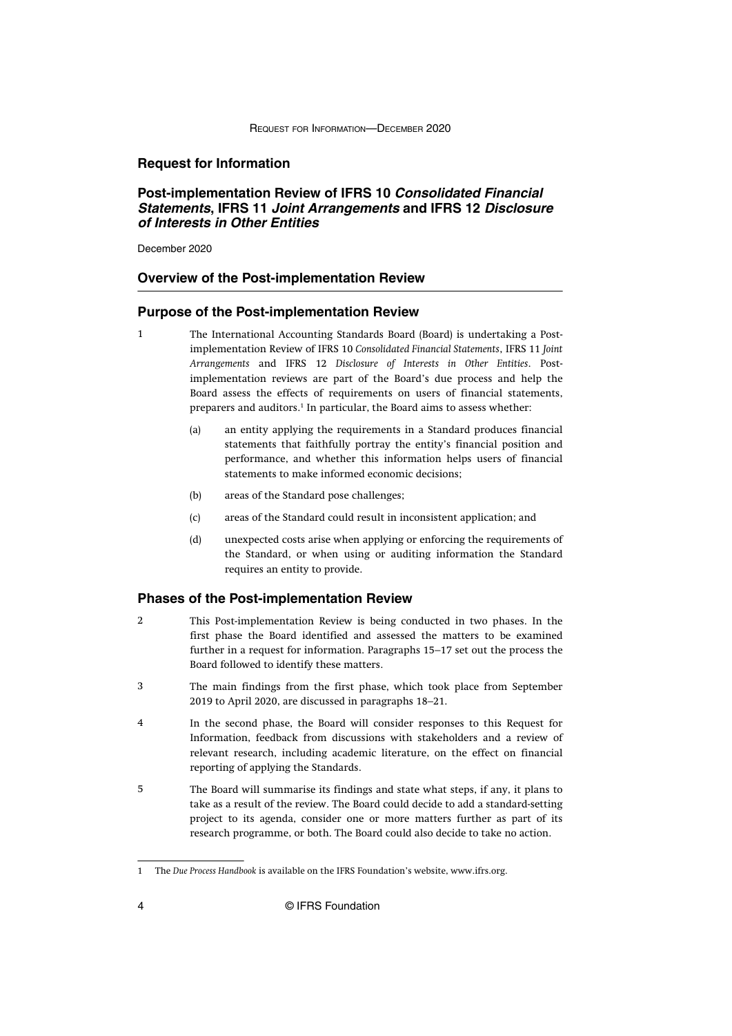# Request for Information

## Post-implementation Review of IFRS 10 *Consolidated Financial Statements*, IFRS 11 *Joint Arrangements* and IFRS 12 *Disclosure of Interests in Other Entities*

December 2020

## Overview of the Post-implementation Review

### Purpose of the Post-implementation Review

1 The International Accounting Standards Board (Board) is undertaking a Post-implementation Review of IFRS 10 *Consolidated Financial Statements*, IFRS 11 *Joint Arrangements* and IFRS 12 *Disclosure of Interests in Other Entities*. Post-implementation reviews are part of the Board's due process and help the Board assess the effects of requirements on users of financial statements, preparers and auditors.[1] In particular, the Board aims to assess whether:

- (a) an entity applying the requirements in a Standard produces financial statements that faithfully portray the entity's financial position and performance, and whether this information helps users of financial statements to make informed economic decisions;
- (b) areas of the Standard pose challenges;
- (c) areas of the Standard could result in inconsistent application; and
- (d) unexpected costs arise when applying or enforcing the requirements of the Standard, or when using or auditing information the Standard requires an entity to provide.

### Phases of the Post-implementation Review

2 This Post-implementation Review is being conducted in two phases. In the first phase the Board identified and assessed the matters to be examined further in a request for information. Paragraphs 15–17 set out the process the Board followed to identify these matters.

3 The main findings from the first phase, which took place from September 2019 to April 2020, are discussed in paragraphs 18–21.

4 In the second phase, the Board will consider responses to this Request for Information, feedback from discussions with stakeholders and a review of relevant research, including academic literature, on the effect on financial reporting of applying the Standards.

5 The Board will summarise its findings and state what steps, if any, it plans to take as a result of the review. The Board could decide to add a standard-setting project to its agenda, consider one or more matters further as part of its research programme, or both. The Board could also decide to take no action.

---

1 The *Due Process Handbook* is available on the IFRS Foundation's website, www.ifrs.org.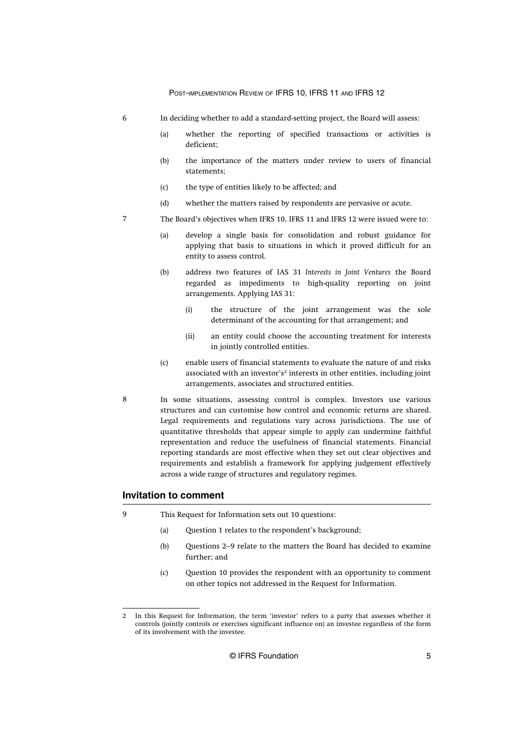6 In deciding whether to add a standard-setting project, the Board will assess:

(a) whether the reporting of specified transactions or activities is deficient;

(b) the importance of the matters under review to users of financial statements;

(c) the type of entities likely to be affected; and

(d) whether the matters raised by respondents are pervasive or acute.

7 The Board's objectives when IFRS 10, IFRS 11 and IFRS 12 were issued were to:

(a) develop a single basis for consolidation and robust guidance for applying that basis to situations in which it proved difficult for an entity to assess control.

(b) address two features of IAS 31 *Interests in Joint Ventures* the Board regarded as impediments to high-quality reporting on joint arrangements. Applying IAS 31:

(i) the structure of the joint arrangement was the sole determinant of the accounting for that arrangement; and

(ii) an entity could choose the accounting treatment for interests in jointly controlled entities.

(c) enable users of financial statements to evaluate the nature of and risks associated with an investor's[2] interests in other entities, including joint arrangements, associates and structured entities.

8 In some situations, assessing control is complex. Investors use various structures and can customise how control and economic returns are shared. Legal requirements and regulations vary across jurisdictions. The use of quantitative thresholds that appear simple to apply can undermine faithful representation and reduce the usefulness of financial statements. Financial reporting standards are most effective when they set out clear objectives and requirements and establish a framework for applying judgement effectively across a wide range of structures and regulatory regimes.

## Invitation to comment

9 This Request for Information sets out 10 questions:

(a) Question 1 relates to the respondent's background;

(b) Questions 2–9 relate to the matters the Board has decided to examine further; and

(c) Question 10 provides the respondent with an opportunity to comment on other topics not addressed in the Request for Information.

---

2 In this Request for Information, the term 'investor' refers to a party that assesses whether it controls (jointly controls or exercises significant influence on) an investee regardless of the form of its involvement with the investee.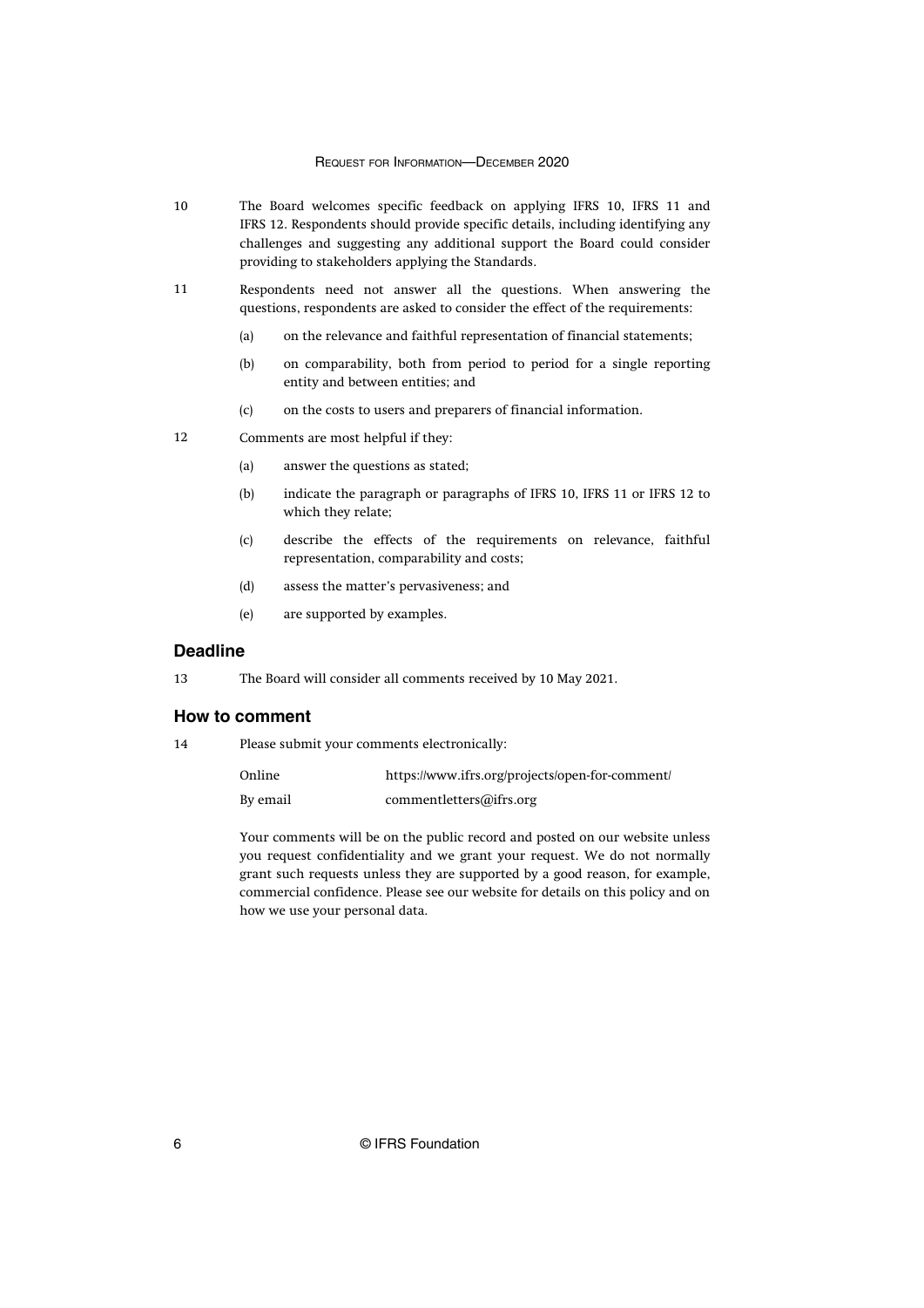10 The Board welcomes specific feedback on applying IFRS 10, IFRS 11 and IFRS 12. Respondents should provide specific details, including identifying any challenges and suggesting any additional support the Board could consider providing to stakeholders applying the Standards.

11 Respondents need not answer all the questions. When answering the questions, respondents are asked to consider the effect of the requirements:

(a) on the relevance and faithful representation of financial statements;

(b) on comparability, both from period to period for a single reporting entity and between entities; and

(c) on the costs to users and preparers of financial information.

12 Comments are most helpful if they:

(a) answer the questions as stated;

(b) indicate the paragraph or paragraphs of IFRS 10, IFRS 11 or IFRS 12 to which they relate;

(c) describe the effects of the requirements on relevance, faithful representation, comparability and costs;

(d) assess the matter's pervasiveness; and

(e) are supported by examples.

## Deadline

13 The Board will consider all comments received by 10 May 2021.

## How to comment

14 Please submit your comments electronically:

| | |
|---|---|
| Online | https://www.ifrs.org/projects/open-for-comment/ |
| By email | commentletters@ifrs.org |

Your comments will be on the public record and posted on our website unless you request confidentiality and we grant your request. We do not normally grant such requests unless they are supported by a good reason, for example, commercial confidence. Please see our website for details on this policy and on how we use your personal data.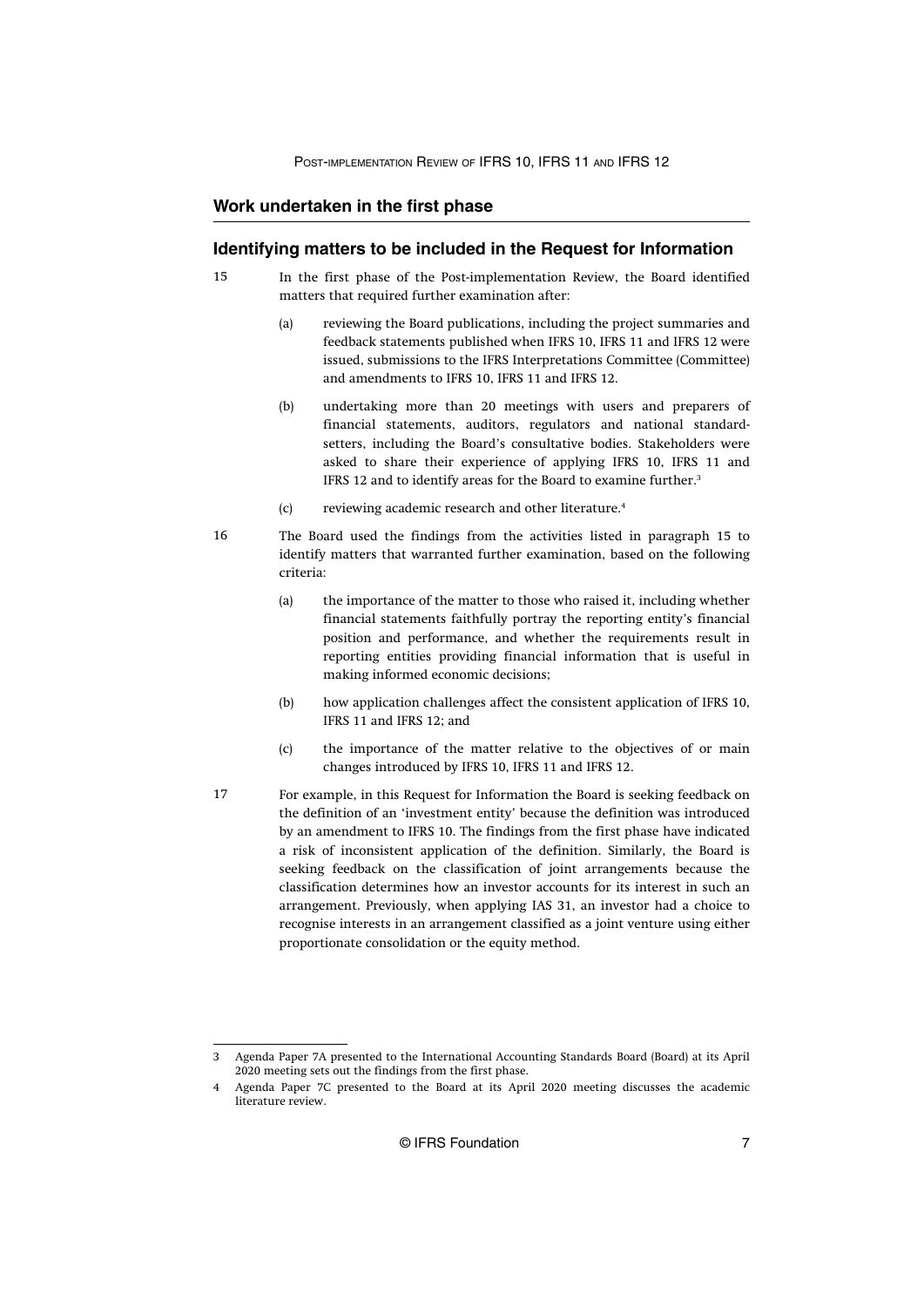## Work undertaken in the first phase

## Identifying matters to be included in the Request for Information

15 In the first phase of the Post-implementation Review, the Board identified matters that required further examination after:

(a) reviewing the Board publications, including the project summaries and feedback statements published when IFRS 10, IFRS 11 and IFRS 12 were issued, submissions to the IFRS Interpretations Committee (Committee) and amendments to IFRS 10, IFRS 11 and IFRS 12.

(b) undertaking more than 20 meetings with users and preparers of financial statements, auditors, regulators and national standard-setters, including the Board's consultative bodies. Stakeholders were asked to share their experience of applying IFRS 10, IFRS 11 and IFRS 12 and to identify areas for the Board to examine further.[3]

(c) reviewing academic research and other literature.[4]

16 The Board used the findings from the activities listed in paragraph 15 to identify matters that warranted further examination, based on the following criteria:

(a) the importance of the matter to those who raised it, including whether financial statements faithfully portray the reporting entity's financial position and performance, and whether the requirements result in reporting entities providing financial information that is useful in making informed economic decisions;

(b) how application challenges affect the consistent application of IFRS 10, IFRS 11 and IFRS 12; and

(c) the importance of the matter relative to the objectives of or main changes introduced by IFRS 10, IFRS 11 and IFRS 12.

17 For example, in this Request for Information the Board is seeking feedback on the definition of an 'investment entity' because the definition was introduced by an amendment to IFRS 10. The findings from the first phase have indicated a risk of inconsistent application of the definition. Similarly, the Board is seeking feedback on the classification of joint arrangements because the classification determines how an investor accounts for its interest in such an arrangement. Previously, when applying IAS 31, an investor had a choice to recognise interests in an arrangement classified as a joint venture using either proportionate consolidation or the equity method.

---

3 Agenda Paper 7A presented to the International Accounting Standards Board (Board) at its April 2020 meeting sets out the findings from the first phase.

4 Agenda Paper 7C presented to the Board at its April 2020 meeting discusses the academic literature review.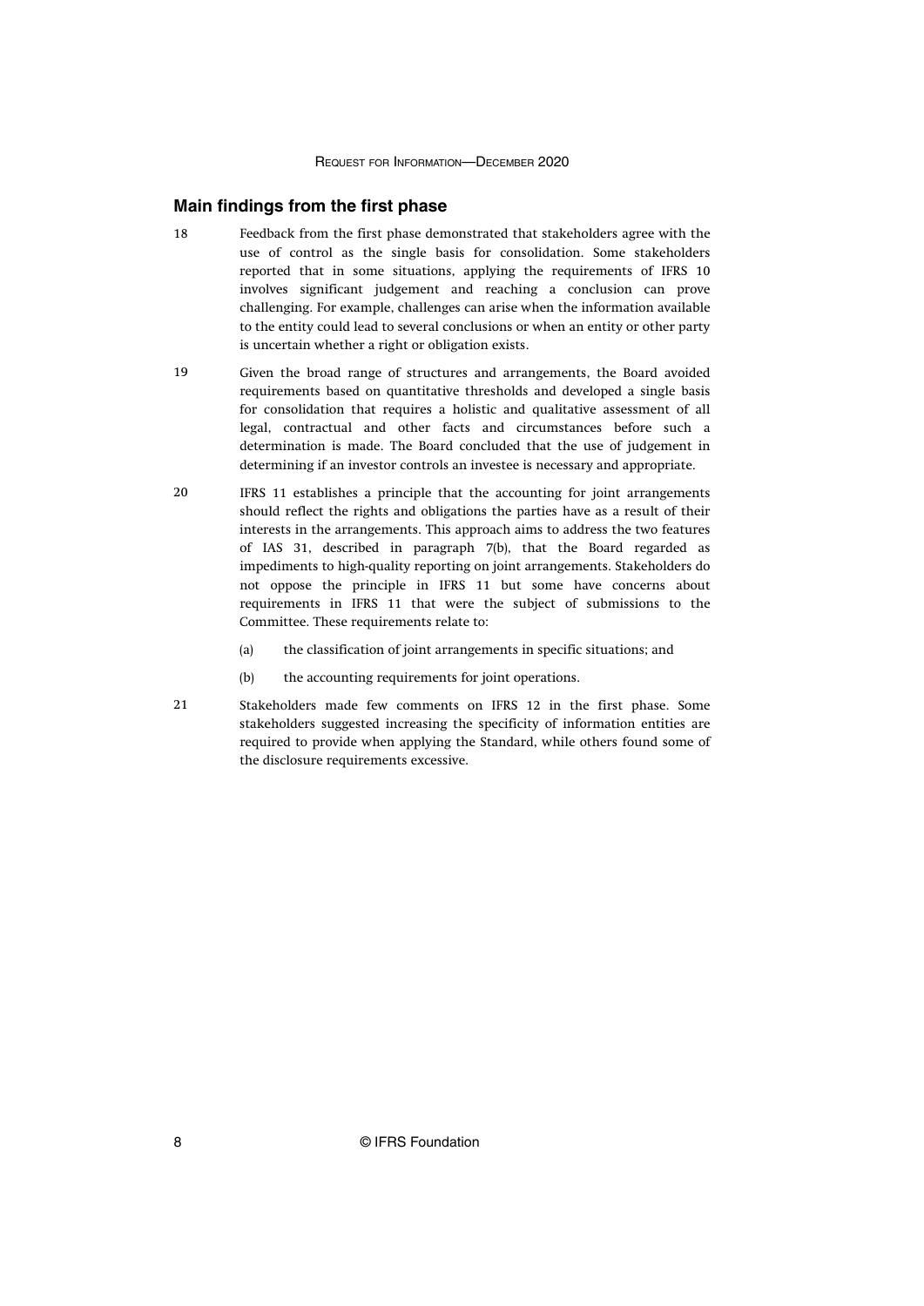## Main findings from the first phase

18 Feedback from the first phase demonstrated that stakeholders agree with the use of control as the single basis for consolidation. Some stakeholders reported that in some situations, applying the requirements of IFRS 10 involves significant judgement and reaching a conclusion can prove challenging. For example, challenges can arise when the information available to the entity could lead to several conclusions or when an entity or other party is uncertain whether a right or obligation exists.

19 Given the broad range of structures and arrangements, the Board avoided requirements based on quantitative thresholds and developed a single basis for consolidation that requires a holistic and qualitative assessment of all legal, contractual and other facts and circumstances before such a determination is made. The Board concluded that the use of judgement in determining if an investor controls an investee is necessary and appropriate.

20 IFRS 11 establishes a principle that the accounting for joint arrangements should reflect the rights and obligations the parties have as a result of their interests in the arrangements. This approach aims to address the two features of IAS 31, described in paragraph 7(b), that the Board regarded as impediments to high-quality reporting on joint arrangements. Stakeholders do not oppose the principle in IFRS 11 but some have concerns about requirements in IFRS 11 that were the subject of submissions to the Committee. These requirements relate to:

(a) the classification of joint arrangements in specific situations; and

(b) the accounting requirements for joint operations.

21 Stakeholders made few comments on IFRS 12 in the first phase. Some stakeholders suggested increasing the specificity of information entities are required to provide when applying the Standard, while others found some of the disclosure requirements excessive.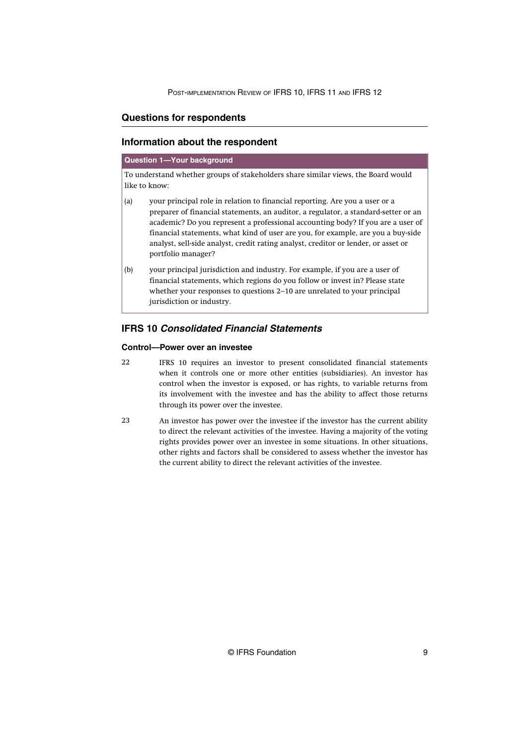## Questions for respondents

### Information about the respondent

**Question 1—Your background**

To understand whether groups of stakeholders share similar views, the Board would like to know:

(a) your principal role in relation to financial reporting. Are you a user or a preparer of financial statements, an auditor, a regulator, a standard-setter or an academic? Do you represent a professional accounting body? If you are a user of financial statements, what kind of user are you, for example, are you a buy-side analyst, sell-side analyst, credit rating analyst, creditor or lender, or asset or portfolio manager?

(b) your principal jurisdiction and industry. For example, if you are a user of financial statements, which regions do you follow or invest in? Please state whether your responses to questions 2–10 are unrelated to your principal jurisdiction or industry.

## IFRS 10 *Consolidated Financial Statements*

### Control—Power over an investee

22 IFRS 10 requires an investor to present consolidated financial statements when it controls one or more other entities (subsidiaries). An investor has control when the investor is exposed, or has rights, to variable returns from its involvement with the investee and has the ability to affect those returns through its power over the investee.

23 An investor has power over the investee if the investor has the current ability to direct the relevant activities of the investee. Having a majority of the voting rights provides power over an investee in some situations. In other situations, other rights and factors shall be considered to assess whether the investor has the current ability to direct the relevant activities of the investee.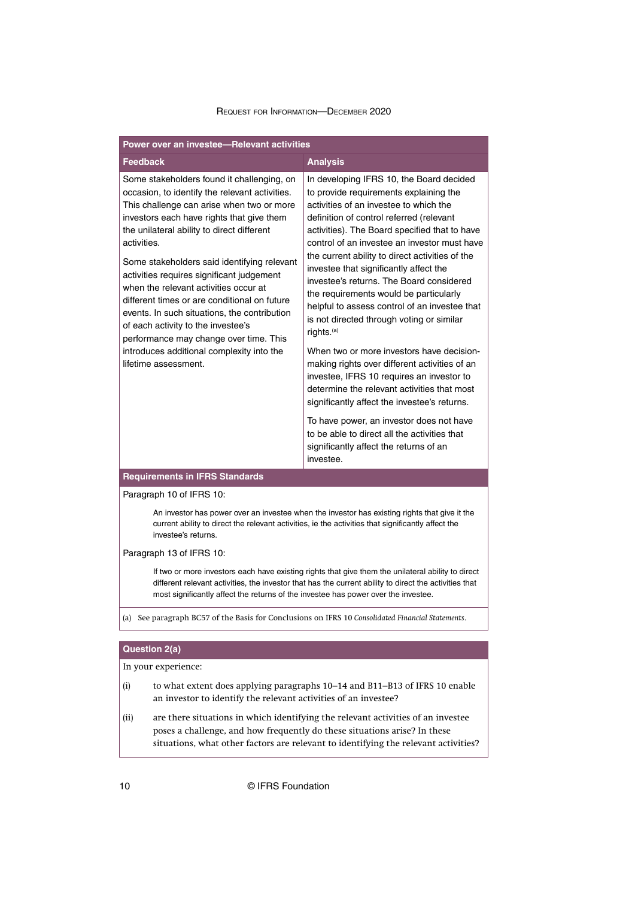| Power over an investee—Relevant activities | |
|---|---|
| **Feedback** | **Analysis** |
| Some stakeholders found it challenging, on occasion, to identify the relevant activities. This challenge can arise when two or more investors each have rights that give them the unilateral ability to direct different activities.<br><br>Some stakeholders said identifying relevant activities requires significant judgement when the relevant activities occur at different times or are conditional on future events. In such situations, the contribution of each activity to the investee's performance may change over time. This introduces additional complexity into the lifetime assessment. | In developing IFRS 10, the Board decided to provide requirements explaining the activities of an investee to which the definition of control referred (relevant activities). The Board specified that to have control of an investee an investor must have the current ability to direct activities of the investee that significantly affect the investee's returns. The Board considered the requirements would be particularly helpful to assess control of an investee that is not directed through voting or similar rights.[(a)]<br><br>When two or more investors have decision-making rights over different activities of an investee, IFRS 10 requires an investor to determine the relevant activities that most significantly affect the investee's returns.<br><br>To have power, an investor does not have to be able to direct all the activities that significantly affect the returns of an investee. |

**Requirements in IFRS Standards**

Paragraph 10 of IFRS 10:

> An investor has power over an investee when the investor has existing rights that give it the current ability to direct the relevant activities, ie the activities that significantly affect the investee's returns.

Paragraph 13 of IFRS 10:

> If two or more investors each have existing rights that give them the unilateral ability to direct different relevant activities, the investor that has the current ability to direct the activities that most significantly affect the returns of the investee has power over the investee.

(a) See paragraph BC57 of the Basis for Conclusions on IFRS 10 *Consolidated Financial Statements*.

**Question 2(a)**

In your experience:

(i) to what extent does applying paragraphs 10–14 and B11–B13 of IFRS 10 enable an investor to identify the relevant activities of an investee?

(ii) are there situations in which identifying the relevant activities of an investee poses a challenge, and how frequently do these situations arise? In these situations, what other factors are relevant to identifying the relevant activities?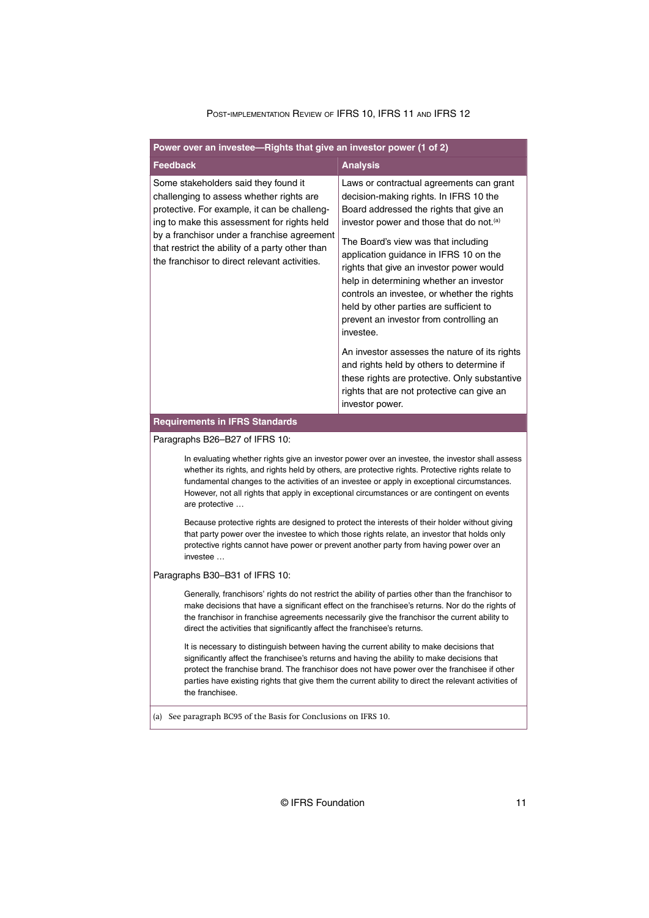| Power over an investee—Rights that give an investor power (1 of 2) | |
|---|---|
| **Feedback** | **Analysis** |
| Some stakeholders said they found it challenging to assess whether rights are protective. For example, it can be challenging to make this assessment for rights held by a franchisor under a franchise agreement that restrict the ability of a party other than the franchisor to direct relevant activities. | Laws or contractual agreements can grant decision-making rights. In IFRS 10 the Board addressed the rights that give an investor power and those that do not.[(a)]<br><br>The Board's view was that including application guidance in IFRS 10 on the rights that give an investor power would help in determining whether an investor controls an investee, or whether the rights held by other parties are sufficient to prevent an investor from controlling an investee.<br><br>An investor assesses the nature of its rights and rights held by others to determine if these rights are protective. Only substantive rights that are not protective can give an investor power. |

**Requirements in IFRS Standards**

Paragraphs B26–B27 of IFRS 10:

> In evaluating whether rights give an investor power over an investee, the investor shall assess whether its rights, and rights held by others, are protective rights. Protective rights relate to fundamental changes to the activities of an investee or apply in exceptional circumstances. However, not all rights that apply in exceptional circumstances or are contingent on events are protective …
>
> Because protective rights are designed to protect the interests of their holder without giving that party power over the investee to which those rights relate, an investor that holds only protective rights cannot have power or prevent another party from having power over an investee …

Paragraphs B30–B31 of IFRS 10:

> Generally, franchisors' rights do not restrict the ability of parties other than the franchisor to make decisions that have a significant effect on the franchisee's returns. Nor do the rights of the franchisor in franchise agreements necessarily give the franchisor the current ability to direct the activities that significantly affect the franchisee's returns.
>
> It is necessary to distinguish between having the current ability to make decisions that significantly affect the franchisee's returns and having the ability to make decisions that protect the franchise brand. The franchisor does not have power over the franchisee if other parties have existing rights that give them the current ability to direct the relevant activities of the franchisee.

(a) See paragraph BC95 of the Basis for Conclusions on IFRS 10.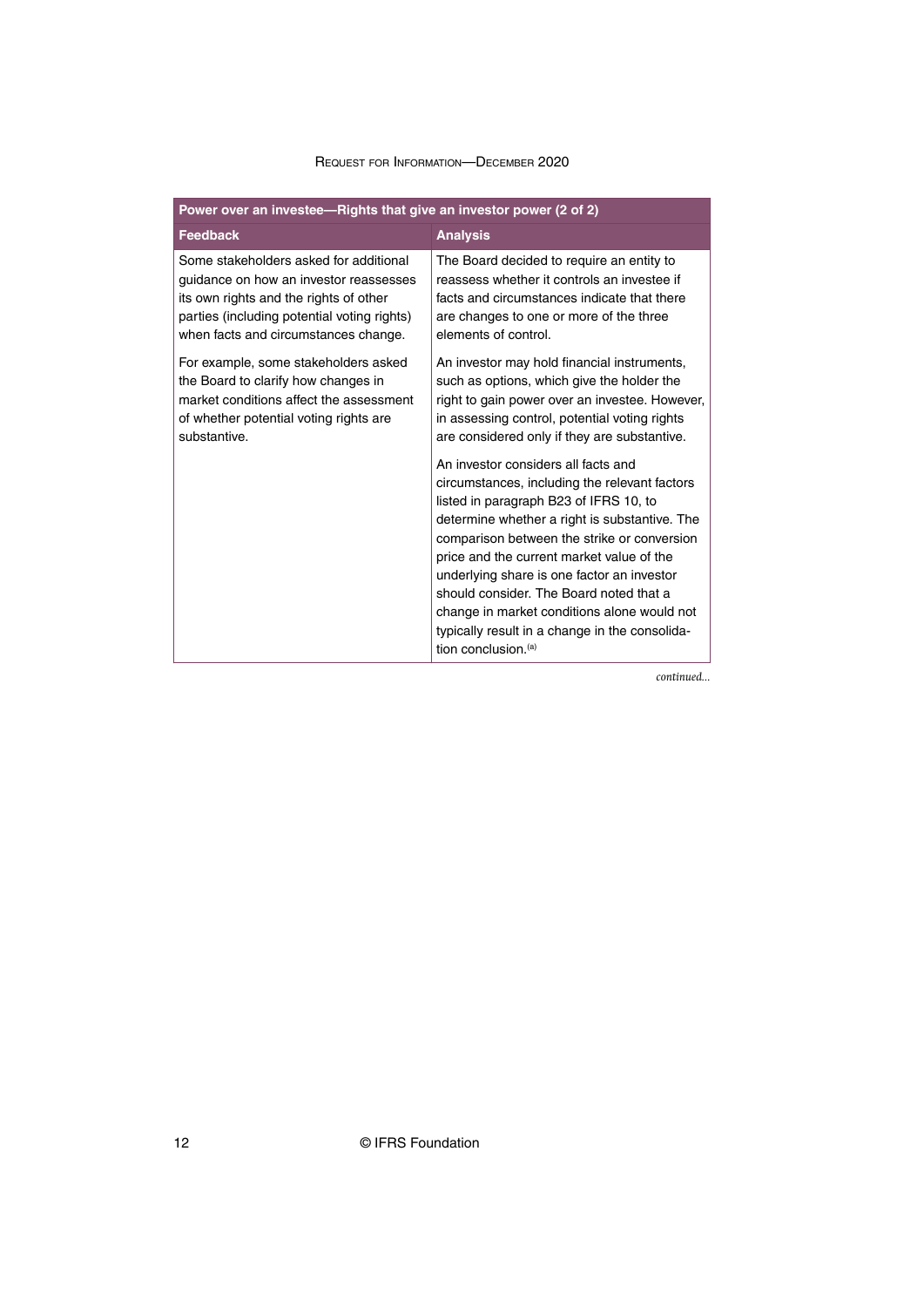| Power over an investee—Rights that give an investor power (2 of 2) | |
|---|---|
| **Feedback** | **Analysis** |
| Some stakeholders asked for additional guidance on how an investor reassesses its own rights and the rights of other parties (including potential voting rights) when facts and circumstances change. | The Board decided to require an entity to reassess whether it controls an investee if facts and circumstances indicate that there are changes to one or more of the three elements of control. |
| For example, some stakeholders asked the Board to clarify how changes in market conditions affect the assessment of whether potential voting rights are substantive. | An investor may hold financial instruments, such as options, which give the holder the right to gain power over an investee. However, in assessing control, potential voting rights are considered only if they are substantive. |
| | An investor considers all facts and circumstances, including the relevant factors listed in paragraph B23 of IFRS 10, to determine whether a right is substantive. The comparison between the strike or conversion price and the current market value of the underlying share is one factor an investor should consider. The Board noted that a change in market conditions alone would not typically result in a change in the consolidation conclusion.[(a)] |

*continued...*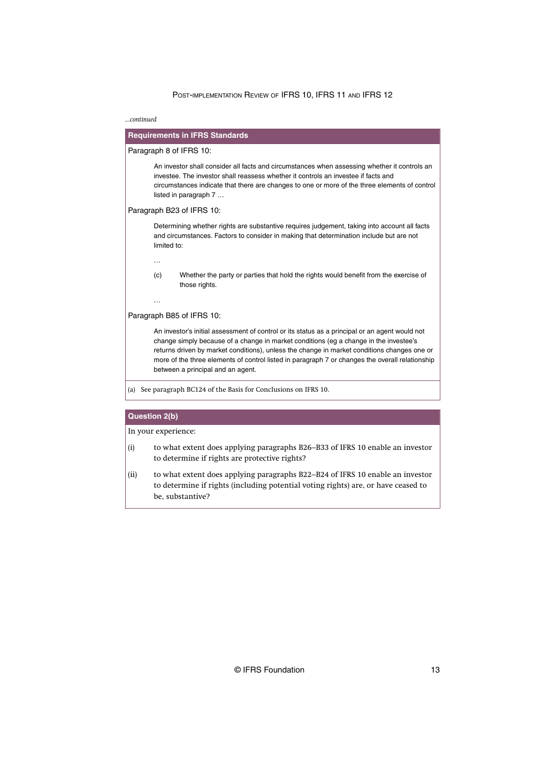*...continued*

**Requirements in IFRS Standards**

Paragraph 8 of IFRS 10:

> An investor shall consider all facts and circumstances when assessing whether it controls an investee. The investor shall reassess whether it controls an investee if facts and circumstances indicate that there are changes to one or more of the three elements of control listed in paragraph 7 …

Paragraph B23 of IFRS 10:

> Determining whether rights are substantive requires judgement, taking into account all facts and circumstances. Factors to consider in making that determination include but are not limited to:
>
> …
>
> (c) Whether the party or parties that hold the rights would benefit from the exercise of those rights.
>
> …

Paragraph B85 of IFRS 10:

> An investor's initial assessment of control or its status as a principal or an agent would not change simply because of a change in market conditions (eg a change in the investee's returns driven by market conditions), unless the change in market conditions changes one or more of the three elements of control listed in paragraph 7 or changes the overall relationship between a principal and an agent.

(a) See paragraph BC124 of the Basis for Conclusions on IFRS 10.

**Question 2(b)**

In your experience:

(i) to what extent does applying paragraphs B26–B33 of IFRS 10 enable an investor to determine if rights are protective rights?

(ii) to what extent does applying paragraphs B22–B24 of IFRS 10 enable an investor to determine if rights (including potential voting rights) are, or have ceased to be, substantive?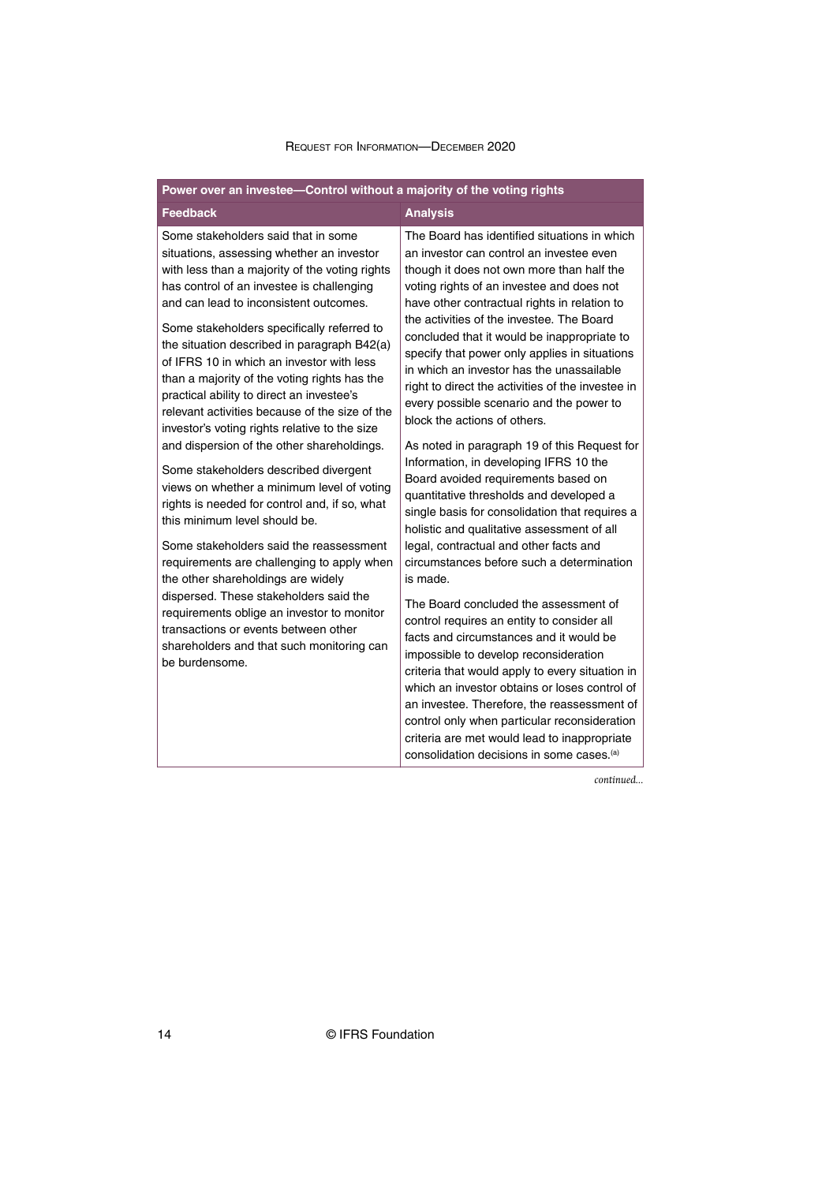| Power over an investee—Control without a majority of the voting rights | |
|---|---|
| **Feedback** | **Analysis** |
| Some stakeholders said that in some situations, assessing whether an investor with less than a majority of the voting rights has control of an investee is challenging and can lead to inconsistent outcomes.<br><br>Some stakeholders specifically referred to the situation described in paragraph B42(a) of IFRS 10 in which an investor with less than a majority of the voting rights has the practical ability to direct an investee's relevant activities because of the size of the investor's voting rights relative to the size and dispersion of the other shareholdings.<br><br>Some stakeholders described divergent views on whether a minimum level of voting rights is needed for control and, if so, what this minimum level should be.<br><br>Some stakeholders said the reassessment requirements are challenging to apply when the other shareholdings are widely dispersed. These stakeholders said the requirements oblige an investor to monitor transactions or events between other shareholders and that such monitoring can be burdensome. | The Board has identified situations in which an investor can control an investee even though it does not own more than half the voting rights of an investee and does not have other contractual rights in relation to the activities of the investee. The Board concluded that it would be inappropriate to specify that power only applies in situations in which an investor has the unassailable right to direct the activities of the investee in every possible scenario and the power to block the actions of others.<br><br>As noted in paragraph 19 of this Request for Information, in developing IFRS 10 the Board avoided requirements based on quantitative thresholds and developed a single basis for consolidation that requires a holistic and qualitative assessment of all legal, contractual and other facts and circumstances before such a determination is made.<br><br>The Board concluded the assessment of control requires an entity to consider all facts and circumstances and it would be impossible to develop reconsideration criteria that would apply to every situation in which an investor obtains or loses control of an investee. Therefore, the reassessment of control only when particular reconsideration criteria are met would lead to inappropriate consolidation decisions in some cases.[(a)] |

*continued...*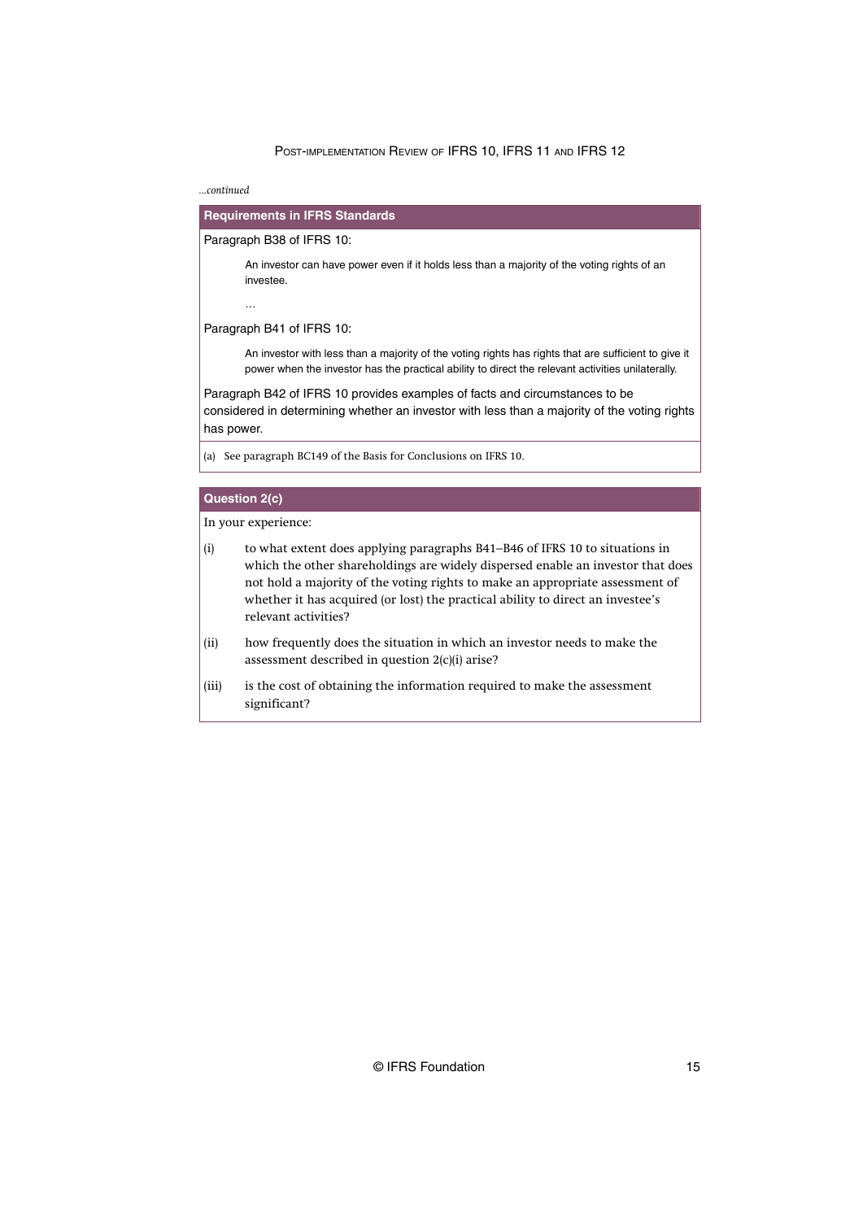*...continued*

**Requirements in IFRS Standards**

Paragraph B38 of IFRS 10:

> An investor can have power even if it holds less than a majority of the voting rights of an investee.
>
> ...

Paragraph B41 of IFRS 10:

> An investor with less than a majority of the voting rights has rights that are sufficient to give it power when the investor has the practical ability to direct the relevant activities unilaterally.

Paragraph B42 of IFRS 10 provides examples of facts and circumstances to be considered in determining whether an investor with less than a majority of the voting rights has power.

(a) See paragraph BC149 of the Basis for Conclusions on IFRS 10.

**Question 2(c)**

In your experience:

(i) to what extent does applying paragraphs B41–B46 of IFRS 10 to situations in which the other shareholdings are widely dispersed enable an investor that does not hold a majority of the voting rights to make an appropriate assessment of whether it has acquired (or lost) the practical ability to direct an investee's relevant activities?

(ii) how frequently does the situation in which an investor needs to make the assessment described in question 2(c)(i) arise?

(iii) is the cost of obtaining the information required to make the assessment significant?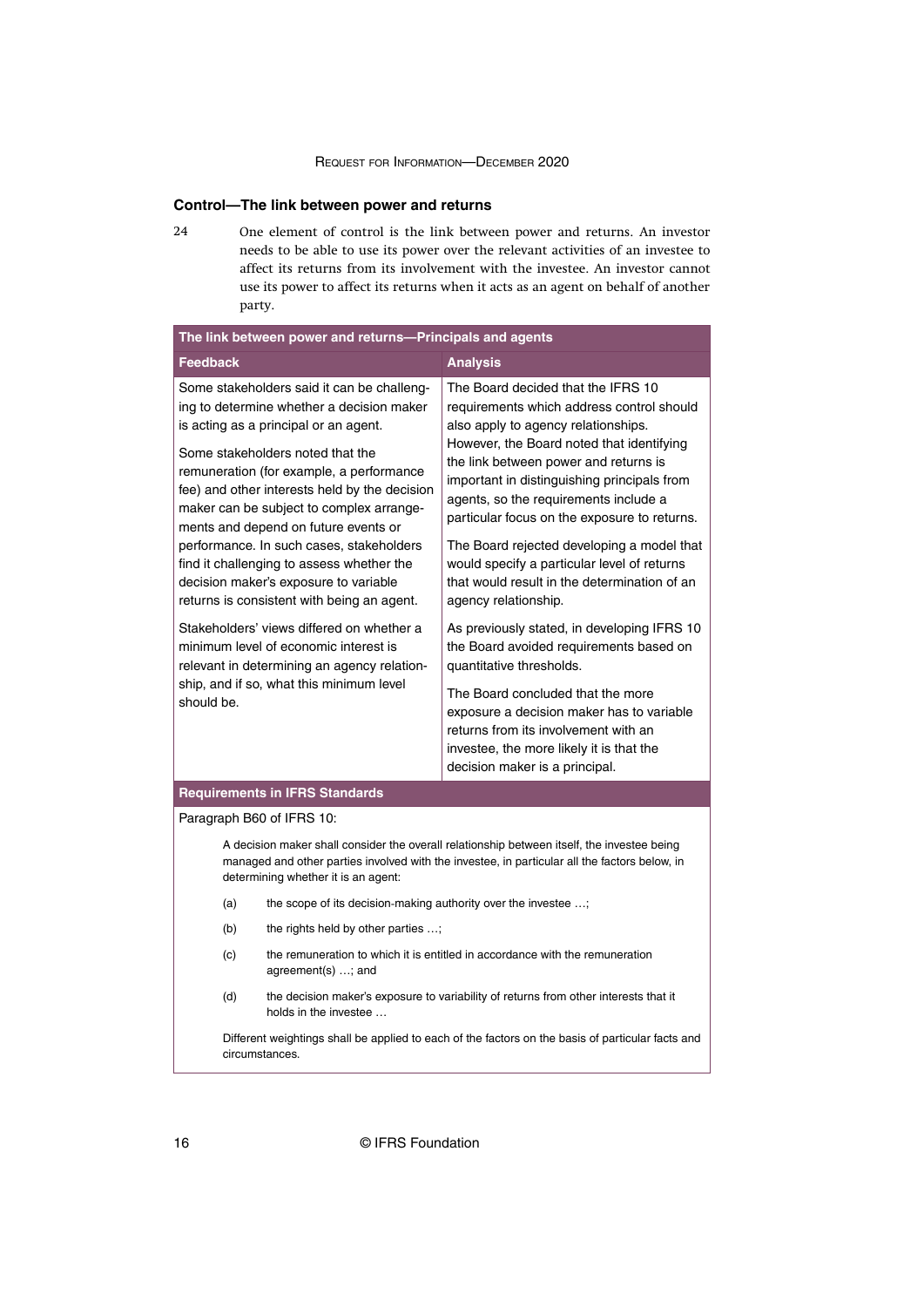### Control—The link between power and returns

24 One element of control is the link between power and returns. An investor needs to be able to use its power over the relevant activities of an investee to affect its returns from its involvement with the investee. An investor cannot use its power to affect its returns when it acts as an agent on behalf of another party.

| The link between power and returns—Principals and agents | |
|---|---|
| **Feedback** | **Analysis** |
| Some stakeholders said it can be challenging to determine whether a decision maker is acting as a principal or an agent.<br><br>Some stakeholders noted that the remuneration (for example, a performance fee) and other interests held by the decision maker can be subject to complex arrangements and depend on future events or performance. In such cases, stakeholders find it challenging to assess whether the decision maker's exposure to variable returns is consistent with being an agent.<br><br>Stakeholders' views differed on whether a minimum level of economic interest is relevant in determining an agency relationship, and if so, what this minimum level should be. | The Board decided that the IFRS 10 requirements which address control should also apply to agency relationships. However, the Board noted that identifying the link between power and returns is important in distinguishing principals from agents, so the requirements include a particular focus on the exposure to returns.<br><br>The Board rejected developing a model that would specify a particular level of returns that would result in the determination of an agency relationship.<br><br>As previously stated, in developing IFRS 10 the Board avoided requirements based on quantitative thresholds.<br><br>The Board concluded that the more exposure a decision maker has to variable returns from its involvement with an investee, the more likely it is that the decision maker is a principal. |

**Requirements in IFRS Standards**

Paragraph B60 of IFRS 10:

> A decision maker shall consider the overall relationship between itself, the investee being managed and other parties involved with the investee, in particular all the factors below, in determining whether it is an agent:
>
> (a) the scope of its decision-making authority over the investee …;
>
> (b) the rights held by other parties …;
>
> (c) the remuneration to which it is entitled in accordance with the remuneration agreement(s) …; and
>
> (d) the decision maker's exposure to variability of returns from other interests that it holds in the investee …
>
> Different weightings shall be applied to each of the factors on the basis of particular facts and circumstances.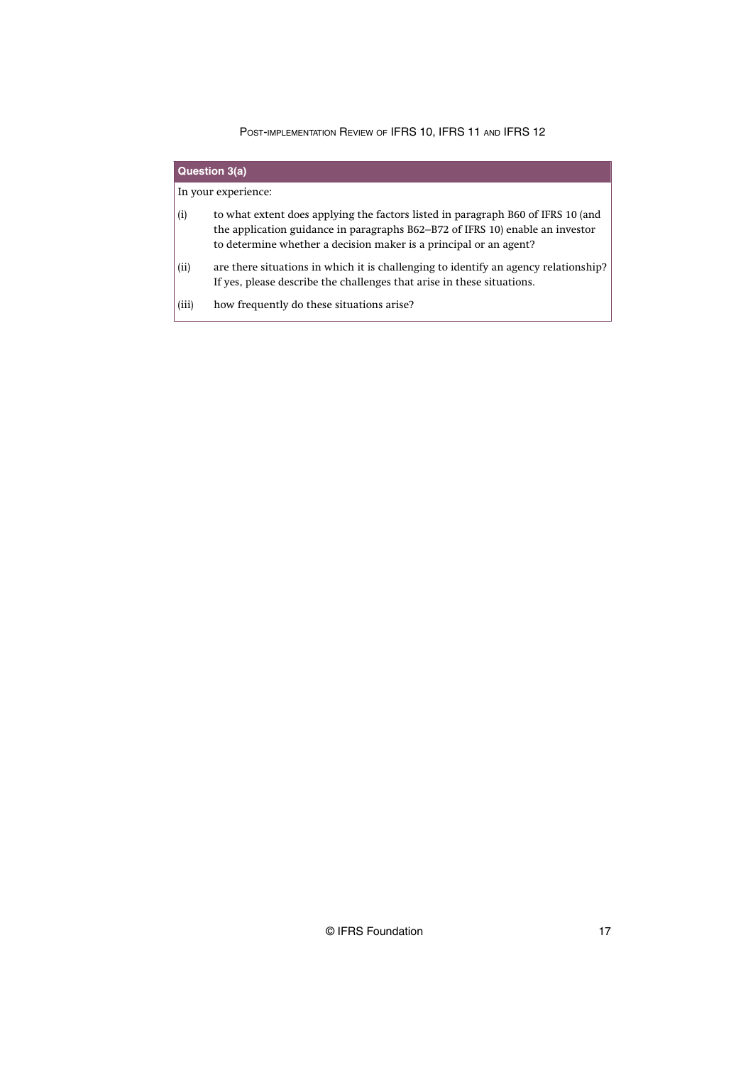**Question 3(a)**

In your experience:

(i) to what extent does applying the factors listed in paragraph B60 of IFRS 10 (and the application guidance in paragraphs B62–B72 of IFRS 10) enable an investor to determine whether a decision maker is a principal or an agent?

(ii) are there situations in which it is challenging to identify an agency relationship? If yes, please describe the challenges that arise in these situations.

(iii) how frequently do these situations arise?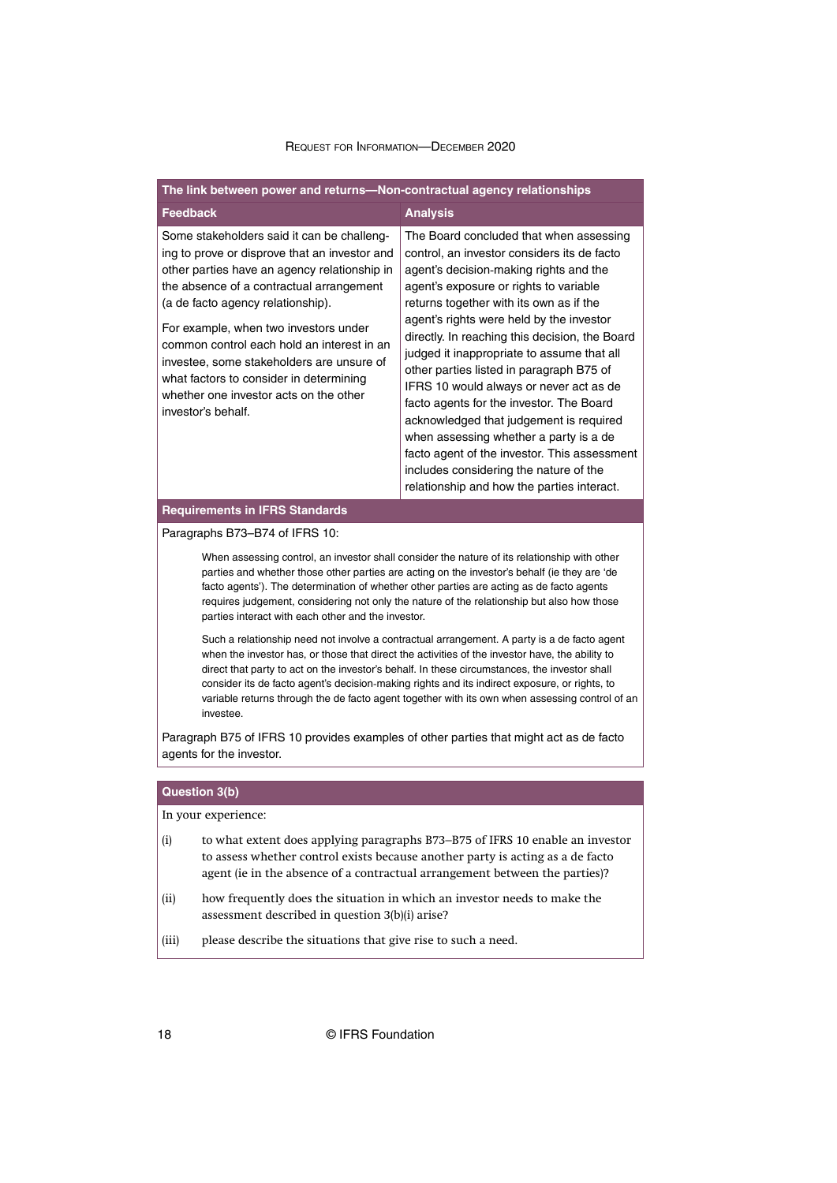| The link between power and returns—Non-contractual agency relationships | |
|---|---|
| **Feedback** | **Analysis** |
| Some stakeholders said it can be challenging to prove or disprove that an investor and other parties have an agency relationship in the absence of a contractual arrangement (a de facto agency relationship).<br><br>For example, when two investors under common control each hold an interest in an investee, some stakeholders are unsure of what factors to consider in determining whether one investor acts on the other investor's behalf. | The Board concluded that when assessing control, an investor considers its de facto agent's decision-making rights and the agent's exposure or rights to variable returns together with its own as if the agent's rights were held by the investor directly. In reaching this decision, the Board judged it inappropriate to assume that all other parties listed in paragraph B75 of IFRS 10 would always or never act as de facto agents for the investor. The Board acknowledged that judgement is required when assessing whether a party is a de facto agent of the investor. This assessment includes considering the nature of the relationship and how the parties interact. |

**Requirements in IFRS Standards**

Paragraphs B73–B74 of IFRS 10:

> When assessing control, an investor shall consider the nature of its relationship with other parties and whether those other parties are acting on the investor's behalf (ie they are 'de facto agents'). The determination of whether other parties are acting as de facto agents requires judgement, considering not only the nature of the relationship but also how those parties interact with each other and the investor.
>
> Such a relationship need not involve a contractual arrangement. A party is a de facto agent when the investor has, or those that direct the activities of the investor have, the ability to direct that party to act on the investor's behalf. In these circumstances, the investor shall consider its de facto agent's decision-making rights and its indirect exposure, or rights, to variable returns through the de facto agent together with its own when assessing control of an investee.

Paragraph B75 of IFRS 10 provides examples of other parties that might act as de facto agents for the investor.

**Question 3(b)**

In your experience:

(i) to what extent does applying paragraphs B73–B75 of IFRS 10 enable an investor to assess whether control exists because another party is acting as a de facto agent (ie in the absence of a contractual arrangement between the parties)?

(ii) how frequently does the situation in which an investor needs to make the assessment described in question 3(b)(i) arise?

(iii) please describe the situations that give rise to such a need.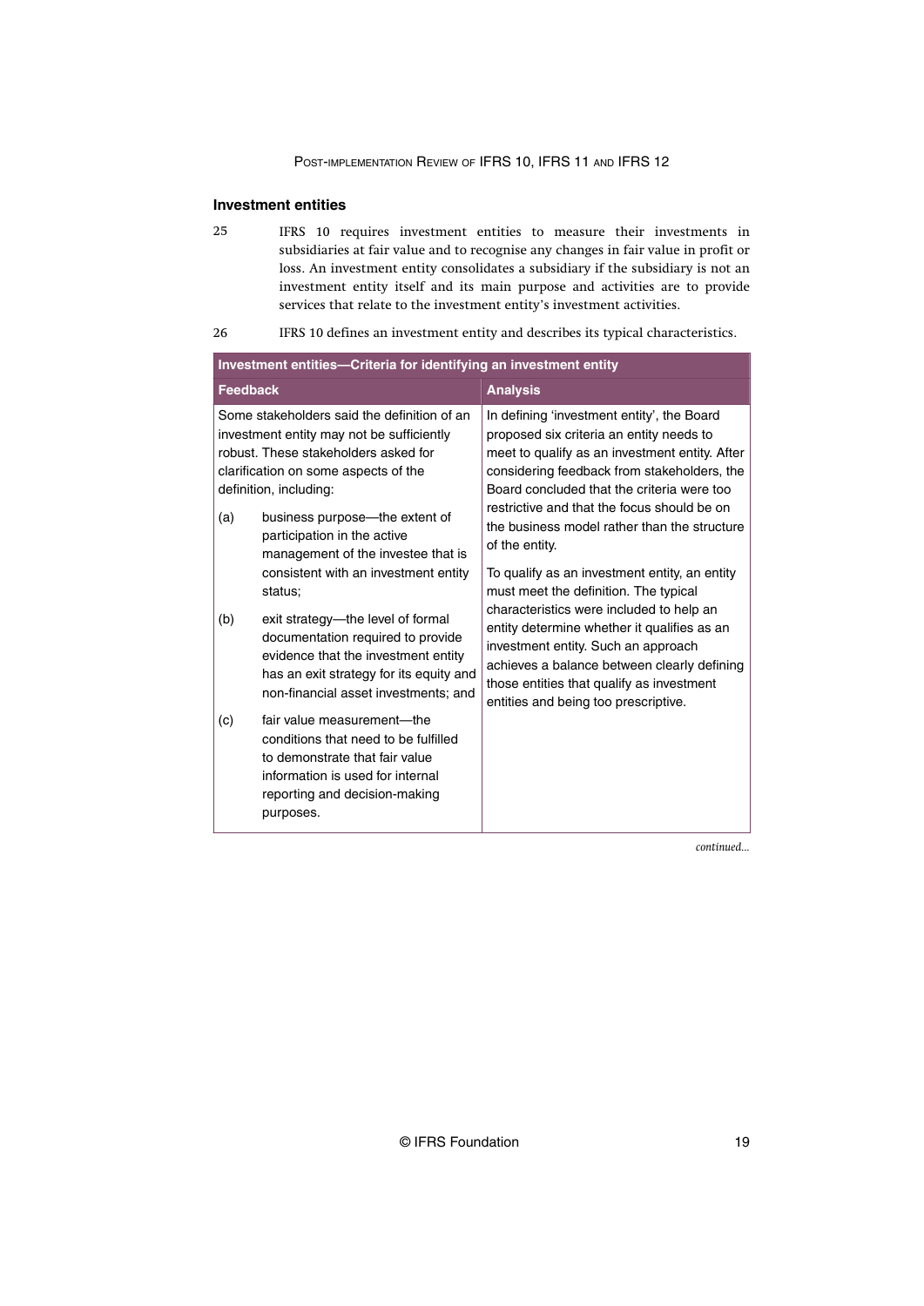### Investment entities

25 IFRS 10 requires investment entities to measure their investments in subsidiaries at fair value and to recognise any changes in fair value in profit or loss. An investment entity consolidates a subsidiary if the subsidiary is not an investment entity itself and its main purpose and activities are to provide services that relate to the investment entity's investment activities.

26 IFRS 10 defines an investment entity and describes its typical characteristics.

| Investment entities—Criteria for identifying an investment entity | |
|---|---|
| **Feedback** | **Analysis** |
| Some stakeholders said the definition of an investment entity may not be sufficiently robust. These stakeholders asked for clarification on some aspects of the definition, including:<br><br>(a) business purpose—the extent of participation in the active management of the investee that is consistent with an investment entity status;<br><br>(b) exit strategy—the level of formal documentation required to provide evidence that the investment entity has an exit strategy for its equity and non-financial asset investments; and<br><br>(c) fair value measurement—the conditions that need to be fulfilled to demonstrate that fair value information is used for internal reporting and decision-making purposes. | In defining 'investment entity', the Board proposed six criteria an entity needs to meet to qualify as an investment entity. After considering feedback from stakeholders, the Board concluded that the criteria were too restrictive and that the focus should be on the business model rather than the structure of the entity.<br><br>To qualify as an investment entity, an entity must meet the definition. The typical characteristics were included to help an entity determine whether it qualifies as an investment entity. Such an approach achieves a balance between clearly defining those entities that qualify as investment entities and being too prescriptive. |

*continued...*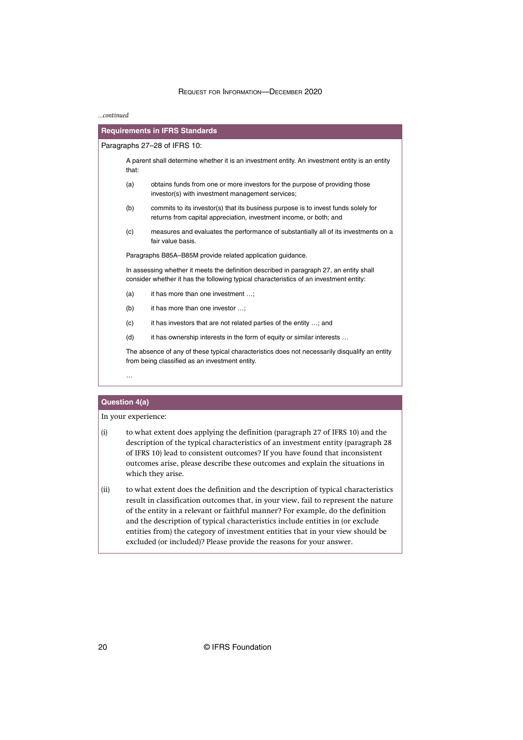*...continued*

**Requirements in IFRS Standards**

Paragraphs 27–28 of IFRS 10:

> A parent shall determine whether it is an investment entity. An investment entity is an entity that:
>
> (a) obtains funds from one or more investors for the purpose of providing those investor(s) with investment management services;
>
> (b) commits to its investor(s) that its business purpose is to invest funds solely for returns from capital appreciation, investment income, or both; and
>
> (c) measures and evaluates the performance of substantially all of its investments on a fair value basis.
>
> Paragraphs B85A–B85M provide related application guidance.
>
> In assessing whether it meets the definition described in paragraph 27, an entity shall consider whether it has the following typical characteristics of an investment entity:
>
> (a) it has more than one investment …;
>
> (b) it has more than one investor …;
>
> (c) it has investors that are not related parties of the entity …; and
>
> (d) it has ownership interests in the form of equity or similar interests …
>
> The absence of any of these typical characteristics does not necessarily disqualify an entity from being classified as an investment entity.
>
> …

**Question 4(a)**

In your experience:

(i) to what extent does applying the definition (paragraph 27 of IFRS 10) and the description of the typical characteristics of an investment entity (paragraph 28 of IFRS 10) lead to consistent outcomes? If you have found that inconsistent outcomes arise, please describe these outcomes and explain the situations in which they arise.

(ii) to what extent does the definition and the description of typical characteristics result in classification outcomes that, in your view, fail to represent the nature of the entity in a relevant or faithful manner? For example, do the definition and the description of typical characteristics include entities in (or exclude entities from) the category of investment entities that in your view should be excluded (or included)? Please provide the reasons for your answer.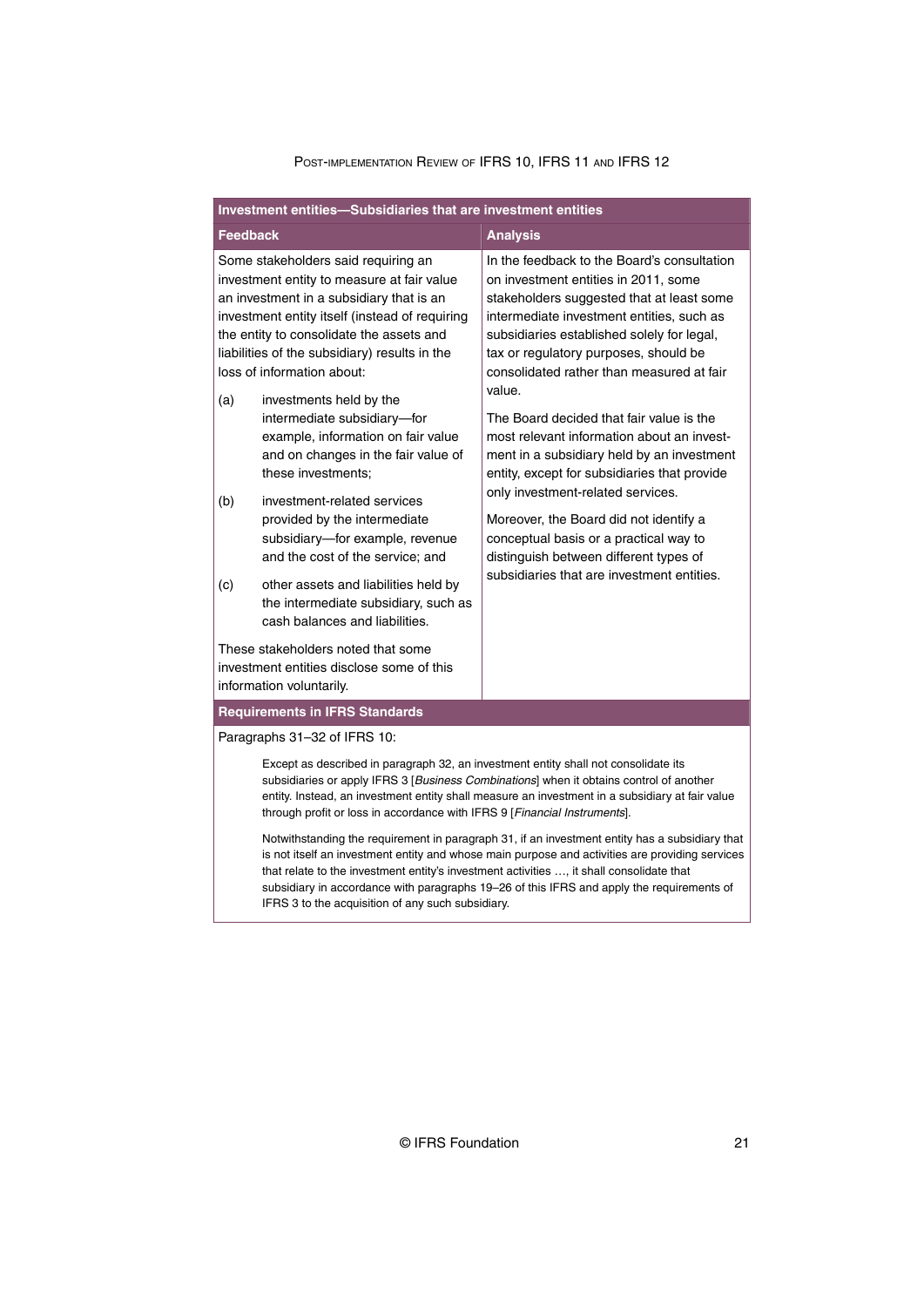**Investment entities—Subsidiaries that are investment entities**

| Feedback | Analysis |
|---|---|
| Some stakeholders said requiring an investment entity to measure at fair value an investment in a subsidiary that is an investment entity itself (instead of requiring the entity to consolidate the assets and liabilities of the subsidiary) results in the loss of information about:<br>(a) investments held by the intermediate subsidiary—for example, information on fair value and on changes in the fair value of these investments;<br>(b) investment-related services provided by the intermediate subsidiary—for example, revenue and the cost of the service; and<br>(c) other assets and liabilities held by the intermediate subsidiary, such as cash balances and liabilities.<br>These stakeholders noted that some investment entities disclose some of this information voluntarily. | In the feedback to the Board's consultation on investment entities in 2011, some stakeholders suggested that at least some intermediate investment entities, such as subsidiaries established solely for legal, tax or regulatory purposes, should be consolidated rather than measured at fair value.<br>The Board decided that fair value is the most relevant information about an investment in a subsidiary held by an investment entity, except for subsidiaries that provide only investment-related services.<br>Moreover, the Board did not identify a conceptual basis or a practical way to distinguish between different types of subsidiaries that are investment entities. |

**Requirements in IFRS Standards**

Paragraphs 31–32 of IFRS 10:

> Except as described in paragraph 32, an investment entity shall not consolidate its subsidiaries or apply IFRS 3 [*Business Combinations*] when it obtains control of another entity. Instead, an investment entity shall measure an investment in a subsidiary at fair value through profit or loss in accordance with IFRS 9 [*Financial Instruments*].
>
> Notwithstanding the requirement in paragraph 31, if an investment entity has a subsidiary that is not itself an investment entity and whose main purpose and activities are providing services that relate to the investment entity's investment activities …, it shall consolidate that subsidiary in accordance with paragraphs 19–26 of this IFRS and apply the requirements of IFRS 3 to the acquisition of any such subsidiary.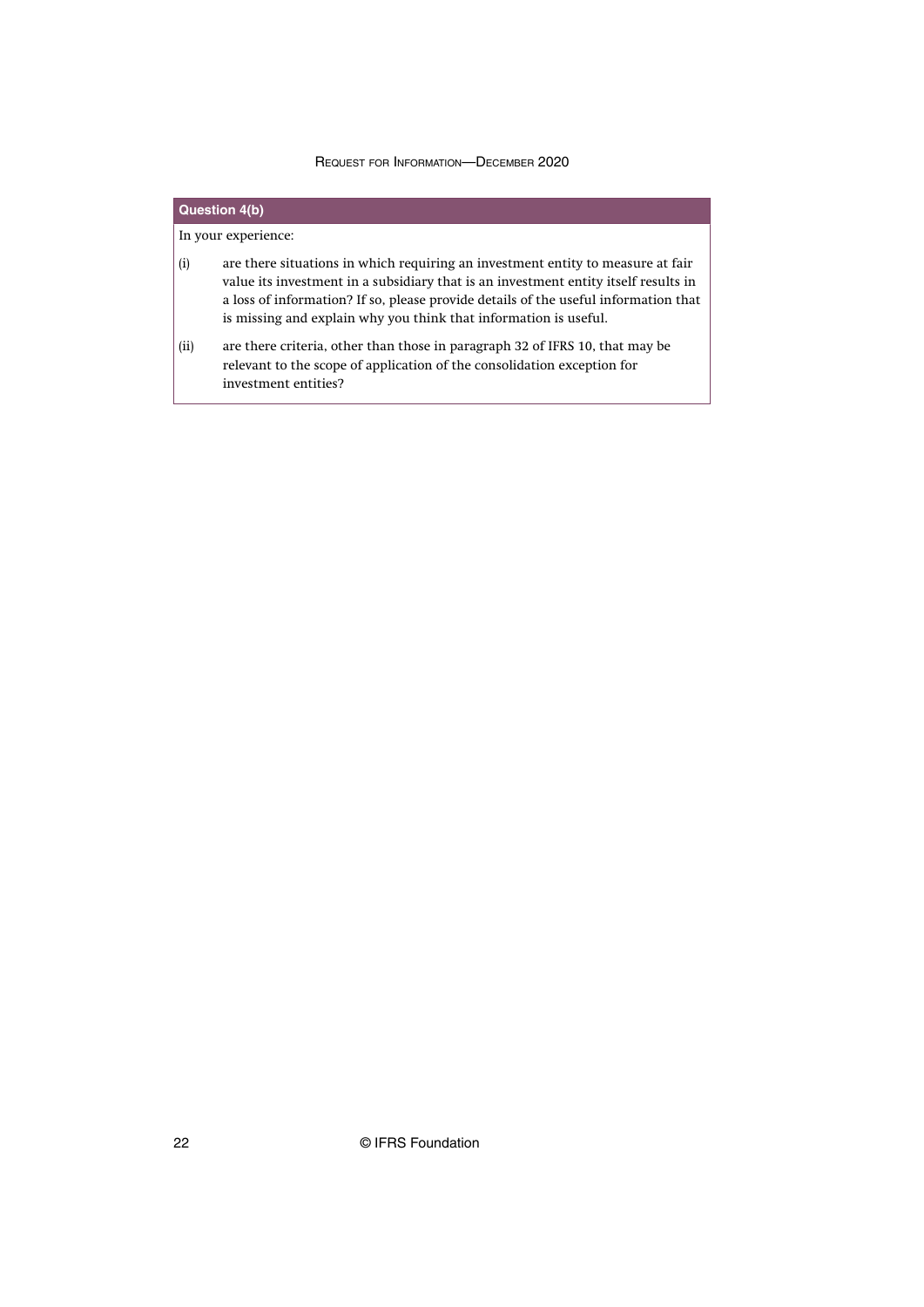**Question 4(b)**

In your experience:

(i) are there situations in which requiring an investment entity to measure at fair value its investment in a subsidiary that is an investment entity itself results in a loss of information? If so, please provide details of the useful information that is missing and explain why you think that information is useful.

(ii) are there criteria, other than those in paragraph 32 of IFRS 10, that may be relevant to the scope of application of the consolidation exception for investment entities?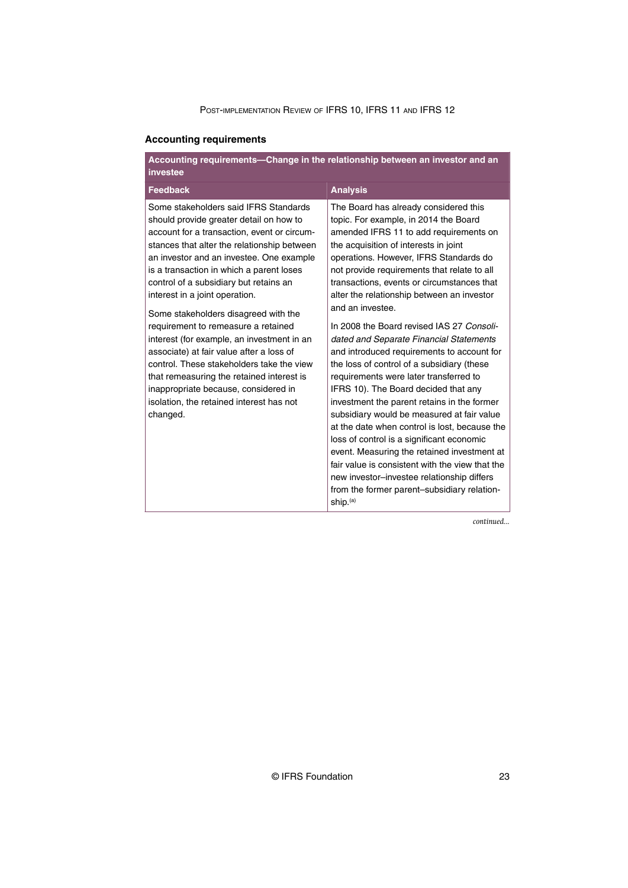### Accounting requirements

| Accounting requirements—Change in the relationship between an investor and an investee | |
|---|---|
| **Feedback** | **Analysis** |
| Some stakeholders said IFRS Standards should provide greater detail on how to account for a transaction, event or circumstances that alter the relationship between an investor and an investee. One example is a transaction in which a parent loses control of a subsidiary but retains an interest in a joint operation.<br><br>Some stakeholders disagreed with the requirement to remeasure a retained interest (for example, an investment in an associate) at fair value after a loss of control. These stakeholders take the view that remeasuring the retained interest is inappropriate because, considered in isolation, the retained interest has not changed. | The Board has already considered this topic. For example, in 2014 the Board amended IFRS 11 to add requirements on the acquisition of interests in joint operations. However, IFRS Standards do not provide requirements that relate to all transactions, events or circumstances that alter the relationship between an investor and an investee.<br><br>In 2008 the Board revised IAS 27 *Consolidated and Separate Financial Statements* and introduced requirements to account for the loss of control of a subsidiary (these requirements were later transferred to IFRS 10). The Board decided that any investment the parent retains in the former subsidiary would be measured at fair value at the date when control is lost, because the loss of control is a significant economic event. Measuring the retained investment at fair value is consistent with the view that the new investor–investee relationship differs from the former parent–subsidiary relationship.[a] |

*continued...*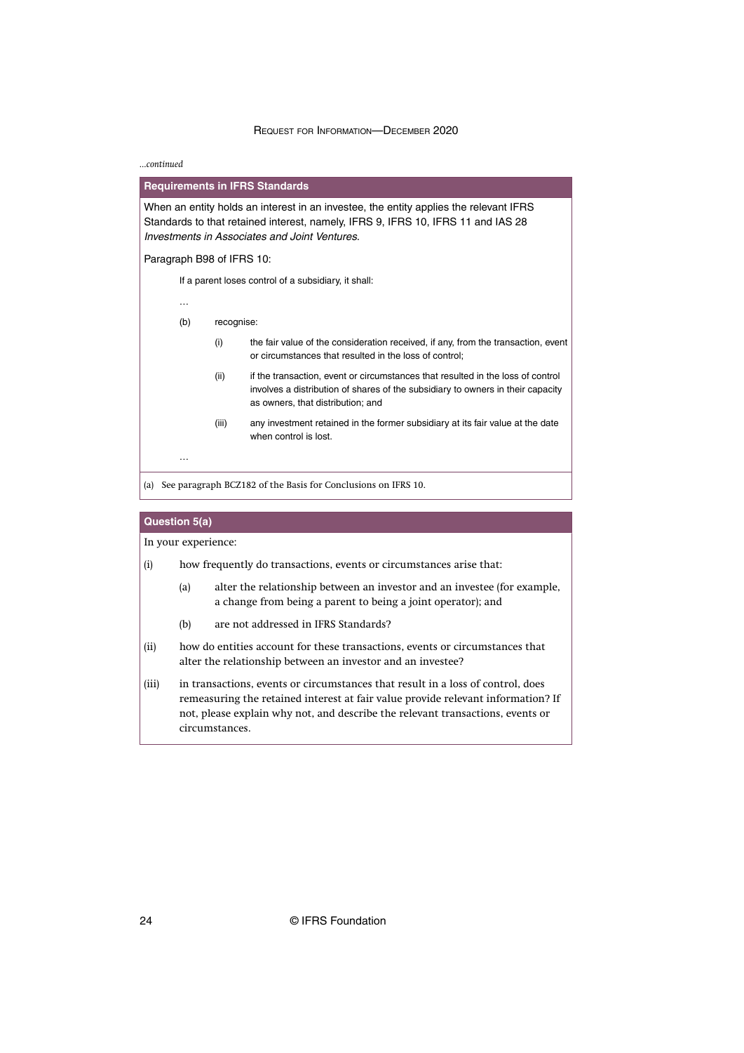*...continued*

### Requirements in IFRS Standards

When an entity holds an interest in an investee, the entity applies the relevant IFRS Standards to that retained interest, namely, IFRS 9, IFRS 10, IFRS 11 and IAS 28 *Investments in Associates and Joint Ventures*.

Paragraph B98 of IFRS 10:

> If a parent loses control of a subsidiary, it shall:
>
> ...
>
> (b) recognise:
>
> (i) the fair value of the consideration received, if any, from the transaction, event or circumstances that resulted in the loss of control;
>
> (ii) if the transaction, event or circumstances that resulted in the loss of control involves a distribution of shares of the subsidiary to owners in their capacity as owners, that distribution; and
>
> (iii) any investment retained in the former subsidiary at its fair value at the date when control is lost.
>
> ...

(a) See paragraph BCZ182 of the Basis for Conclusions on IFRS 10.

### Question 5(a)

In your experience:

(i) how frequently do transactions, events or circumstances arise that:

  (a) alter the relationship between an investor and an investee (for example, a change from being a parent to being a joint operator); and

  (b) are not addressed in IFRS Standards?

(ii) how do entities account for these transactions, events or circumstances that alter the relationship between an investor and an investee?

(iii) in transactions, events or circumstances that result in a loss of control, does remeasuring the retained interest at fair value provide relevant information? If not, please explain why not, and describe the relevant transactions, events or circumstances.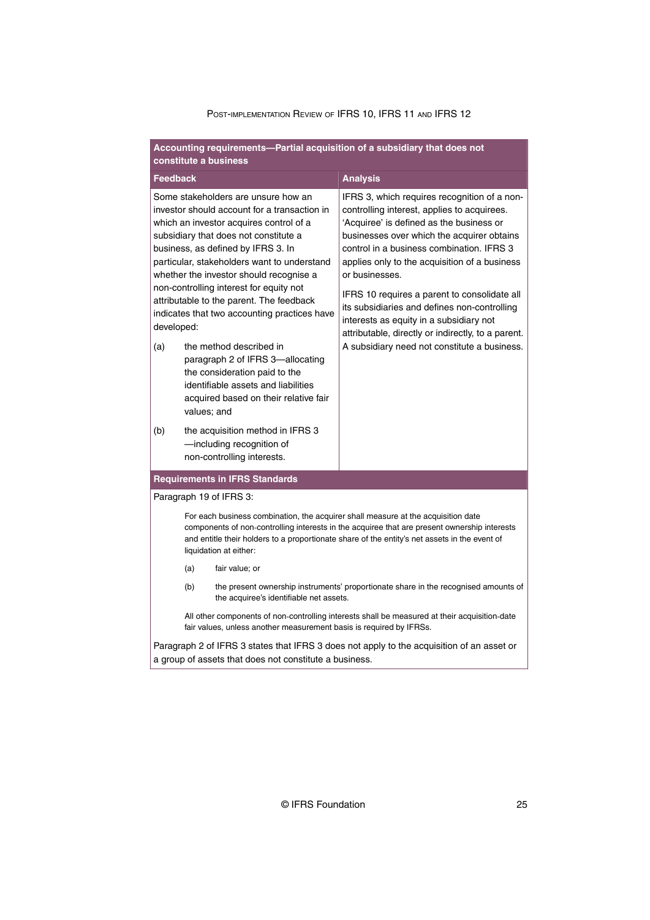**Accounting requirements—Partial acquisition of a subsidiary that does not constitute a business**

| Feedback | Analysis |
|---|---|
| Some stakeholders are unsure how an investor should account for a transaction in which an investor acquires control of a subsidiary that does not constitute a business, as defined by IFRS 3. In particular, stakeholders want to understand whether the investor should recognise a non-controlling interest for equity not attributable to the parent. The feedback indicates that two accounting practices have developed:<br><br>(a) the method described in paragraph 2 of IFRS 3—allocating the consideration paid to the identifiable assets and liabilities acquired based on their relative fair values; and<br><br>(b) the acquisition method in IFRS 3—including recognition of non-controlling interests. | IFRS 3, which requires recognition of a non-controlling interest, applies to acquirees. 'Acquiree' is defined as the business or businesses over which the acquirer obtains control in a business combination. IFRS 3 applies only to the acquisition of a business or businesses.<br><br>IFRS 10 requires a parent to consolidate all its subsidiaries and defines non-controlling interests as equity in a subsidiary not attributable, directly or indirectly, to a parent. A subsidiary need not constitute a business. |

**Requirements in IFRS Standards**

Paragraph 19 of IFRS 3:

> For each business combination, the acquirer shall measure at the acquisition date components of non-controlling interests in the acquiree that are present ownership interests and entitle their holders to a proportionate share of the entity's net assets in the event of liquidation at either:
>
> (a) fair value; or
>
> (b) the present ownership instruments' proportionate share in the recognised amounts of the acquiree's identifiable net assets.
>
> All other components of non-controlling interests shall be measured at their acquisition-date fair values, unless another measurement basis is required by IFRSs.

Paragraph 2 of IFRS 3 states that IFRS 3 does not apply to the acquisition of an asset or a group of assets that does not constitute a business.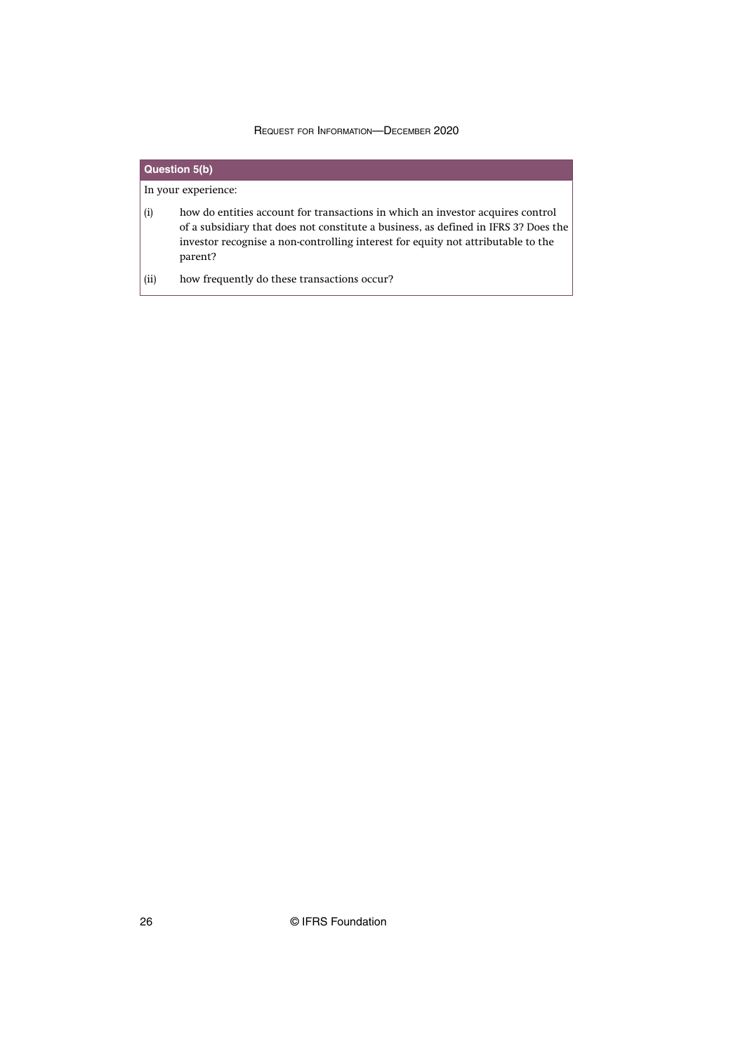**Question 5(b)**

In your experience:

(i) how do entities account for transactions in which an investor acquires control of a subsidiary that does not constitute a business, as defined in IFRS 3? Does the investor recognise a non-controlling interest for equity not attributable to the parent?

(ii) how frequently do these transactions occur?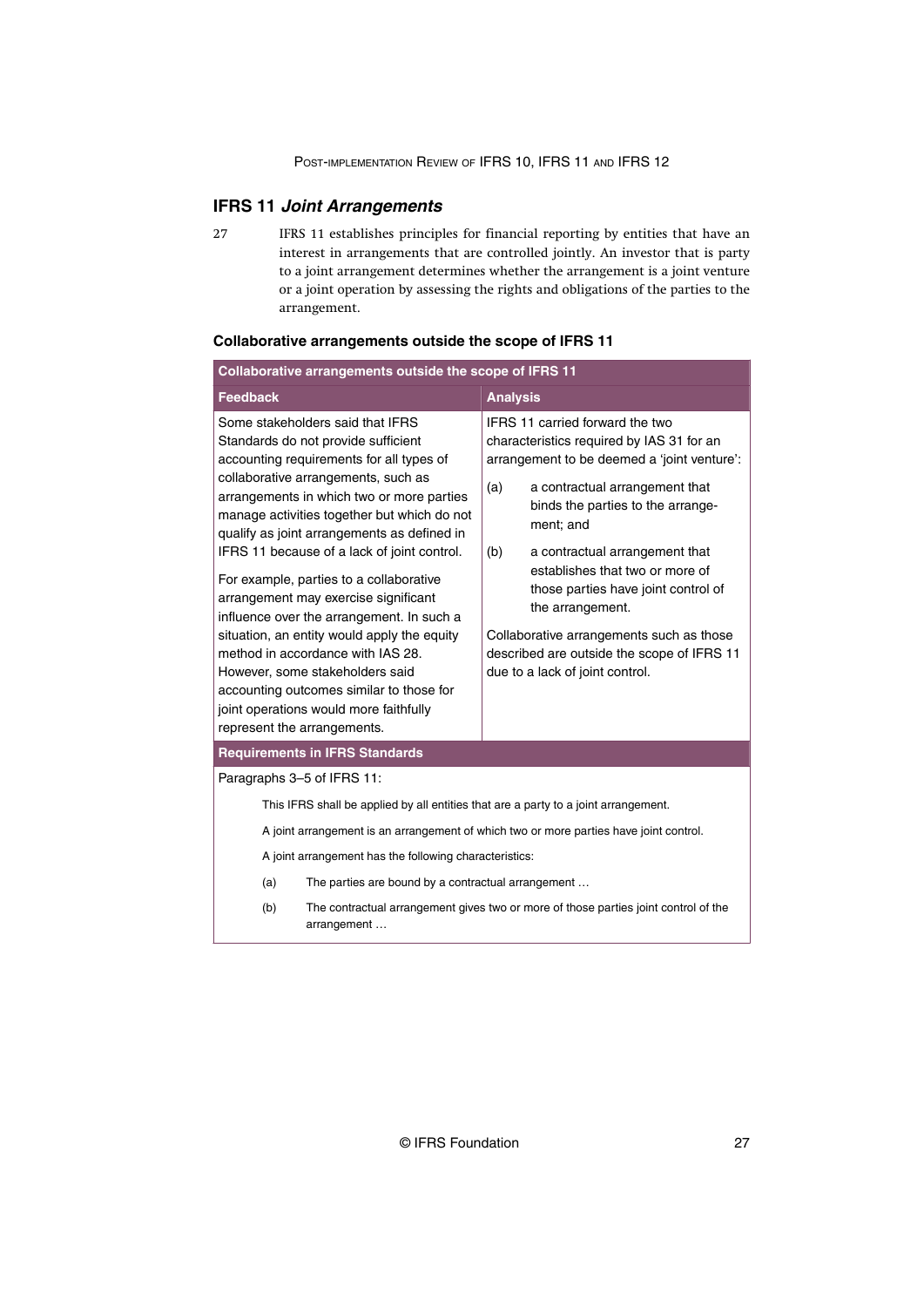## IFRS 11 *Joint Arrangements*

27 IFRS 11 establishes principles for financial reporting by entities that have an interest in arrangements that are controlled jointly. An investor that is party to a joint arrangement determines whether the arrangement is a joint venture or a joint operation by assessing the rights and obligations of the parties to the arrangement.

### Collaborative arrangements outside the scope of IFRS 11

| Collaborative arrangements outside the scope of IFRS 11 | |
|---|---|
| **Feedback** | **Analysis** |
| Some stakeholders said that IFRS Standards do not provide sufficient accounting requirements for all types of collaborative arrangements, such as arrangements in which two or more parties manage activities together but which do not qualify as joint arrangements as defined in IFRS 11 because of a lack of joint control.<br><br>For example, parties to a collaborative arrangement may exercise significant influence over the arrangement. In such a situation, an entity would apply the equity method in accordance with IAS 28. However, some stakeholders said accounting outcomes similar to those for joint operations would more faithfully represent the arrangements. | IFRS 11 carried forward the two characteristics required by IAS 31 for an arrangement to be deemed a 'joint venture':<br><br>(a) a contractual arrangement that binds the parties to the arrangement; and<br><br>(b) a contractual arrangement that establishes that two or more of those parties have joint control of the arrangement.<br><br>Collaborative arrangements such as those described are outside the scope of IFRS 11 due to a lack of joint control. |
| **Requirements in IFRS Standards** | |
| Paragraphs 3–5 of IFRS 11:<br><br>This IFRS shall be applied by all entities that are a party to a joint arrangement.<br><br>A joint arrangement is an arrangement of which two or more parties have joint control.<br><br>A joint arrangement has the following characteristics:<br><br>(a) The parties are bound by a contractual arrangement …<br><br>(b) The contractual arrangement gives two or more of those parties joint control of the arrangement … | |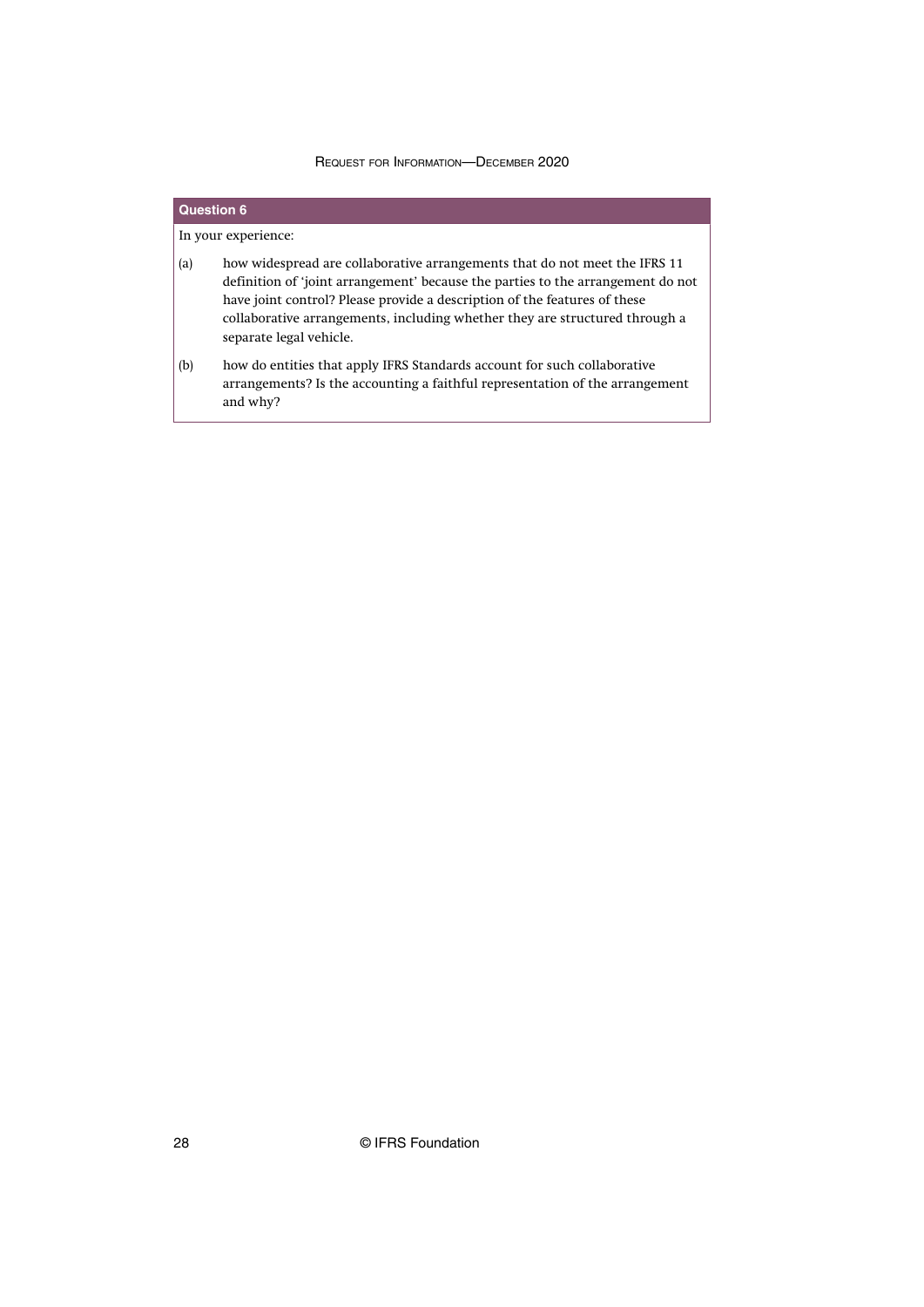**Question 6**

In your experience:

(a) how widespread are collaborative arrangements that do not meet the IFRS 11 definition of 'joint arrangement' because the parties to the arrangement do not have joint control? Please provide a description of the features of these collaborative arrangements, including whether they are structured through a separate legal vehicle.

(b) how do entities that apply IFRS Standards account for such collaborative arrangements? Is the accounting a faithful representation of the arrangement and why?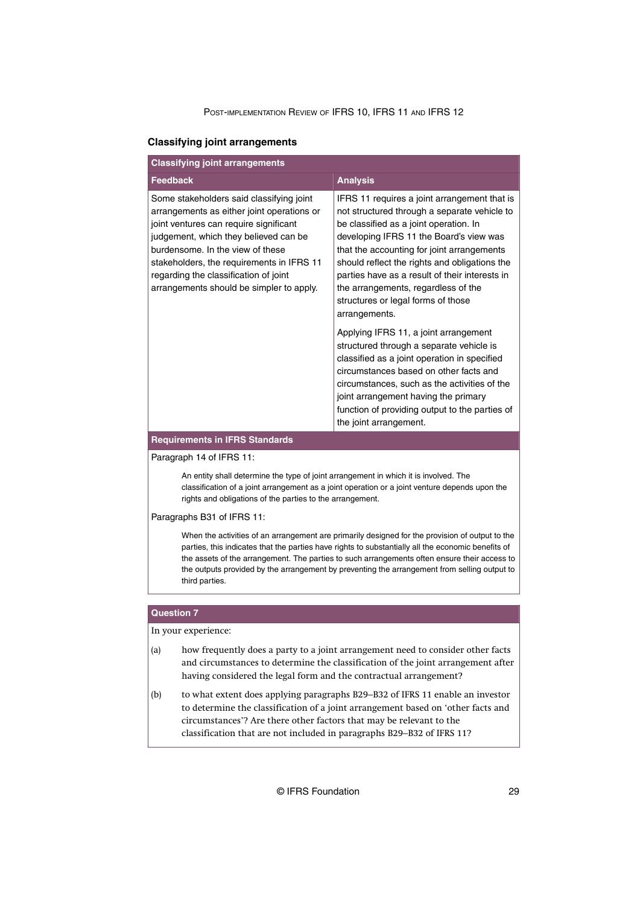### Classifying joint arrangements

| Classifying joint arrangements | |
|---|---|
| **Feedback** | **Analysis** |
| Some stakeholders said classifying joint arrangements as either joint operations or joint ventures can require significant judgement, which they believed can be burdensome. In the view of these stakeholders, the requirements in IFRS 11 regarding the classification of joint arrangements should be simpler to apply. | IFRS 11 requires a joint arrangement that is not structured through a separate vehicle to be classified as a joint operation. In developing IFRS 11 the Board's view was that the accounting for joint arrangements should reflect the rights and obligations the parties have as a result of their interests in the arrangements, regardless of the structures or legal forms of those arrangements.<br><br>Applying IFRS 11, a joint arrangement structured through a separate vehicle is classified as a joint operation in specified circumstances based on other facts and circumstances, such as the activities of the joint arrangement having the primary function of providing output to the parties of the joint arrangement. |

**Requirements in IFRS Standards**

Paragraph 14 of IFRS 11:

> An entity shall determine the type of joint arrangement in which it is involved. The classification of a joint arrangement as a joint operation or a joint venture depends upon the rights and obligations of the parties to the arrangement.

Paragraphs B31 of IFRS 11:

> When the activities of an arrangement are primarily designed for the provision of output to the parties, this indicates that the parties have rights to substantially all the economic benefits of the assets of the arrangement. The parties to such arrangements often ensure their access to the outputs provided by the arrangement by preventing the arrangement from selling output to third parties.

**Question 7**

In your experience:

(a) how frequently does a party to a joint arrangement need to consider other facts and circumstances to determine the classification of the joint arrangement after having considered the legal form and the contractual arrangement?

(b) to what extent does applying paragraphs B29–B32 of IFRS 11 enable an investor to determine the classification of a joint arrangement based on 'other facts and circumstances'? Are there other factors that may be relevant to the classification that are not included in paragraphs B29–B32 of IFRS 11?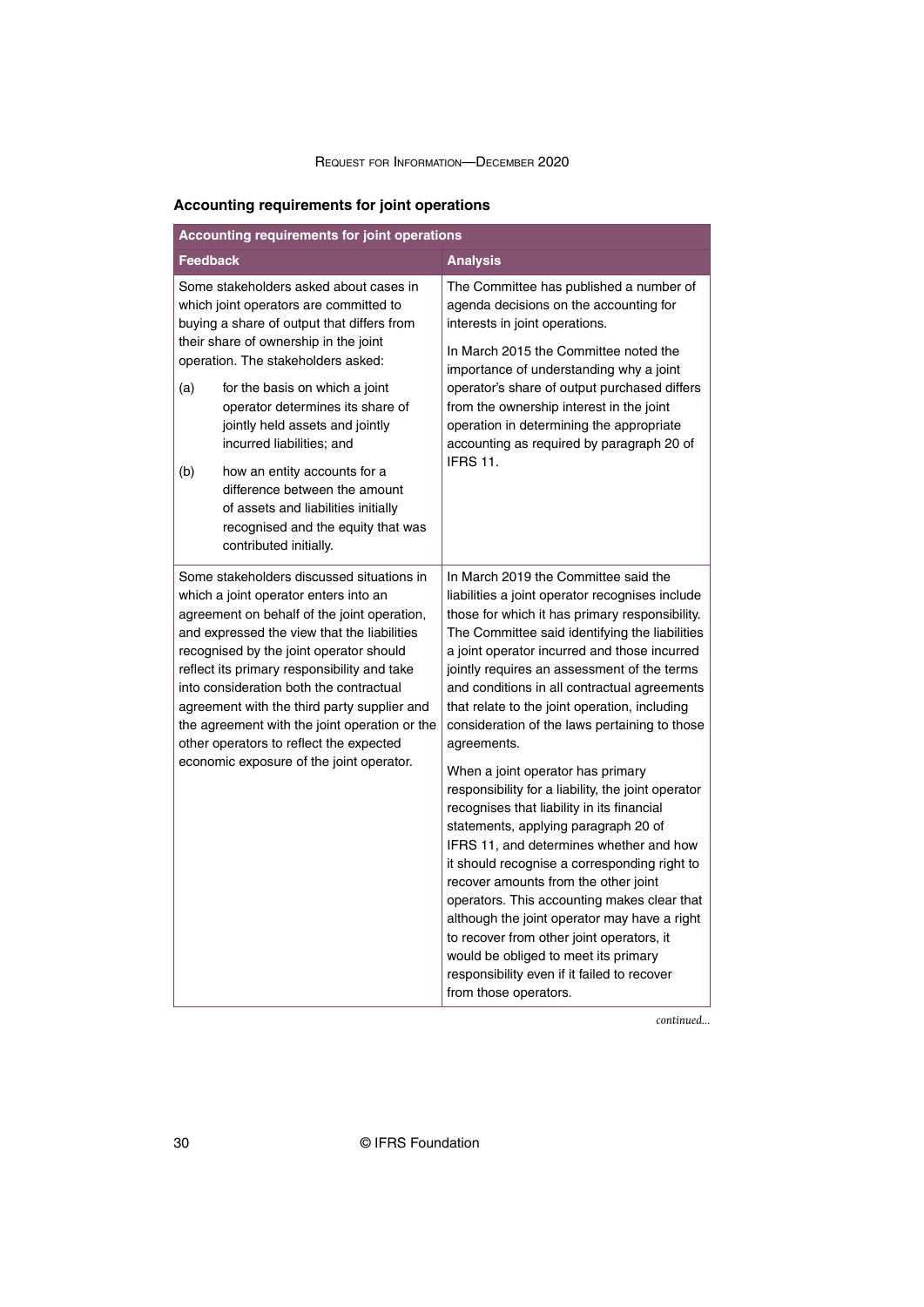### Accounting requirements for joint operations

| Accounting requirements for joint operations | |
|---|---|
| **Feedback** | **Analysis** |
| Some stakeholders asked about cases in which joint operators are committed to buying a share of output that differs from their share of ownership in the joint operation. The stakeholders asked:<br><br>(a) for the basis on which a joint operator determines its share of jointly held assets and jointly incurred liabilities; and<br><br>(b) how an entity accounts for a difference between the amount of assets and liabilities initially recognised and the equity that was contributed initially. | The Committee has published a number of agenda decisions on the accounting for interests in joint operations.<br><br>In March 2015 the Committee noted the importance of understanding why a joint operator's share of output purchased differs from the ownership interest in the joint operation in determining the appropriate accounting as required by paragraph 20 of IFRS 11. |
| Some stakeholders discussed situations in which a joint operator enters into an agreement on behalf of the joint operation, and expressed the view that the liabilities recognised by the joint operator should reflect its primary responsibility and take into consideration both the contractual agreement with the third party supplier and the agreement with the joint operation or the other operators to reflect the expected economic exposure of the joint operator. | In March 2019 the Committee said the liabilities a joint operator recognises include those for which it has primary responsibility. The Committee said identifying the liabilities a joint operator incurred and those incurred jointly requires an assessment of the terms and conditions in all contractual agreements that relate to the joint operation, including consideration of the laws pertaining to those agreements.<br><br>When a joint operator has primary responsibility for a liability, the joint operator recognises that liability in its financial statements, applying paragraph 20 of IFRS 11, and determines whether and how it should recognise a corresponding right to recover amounts from the other joint operators. This accounting makes clear that although the joint operator may have a right to recover from other joint operators, it would be obliged to meet its primary responsibility even if it failed to recover from those operators. |

*continued...*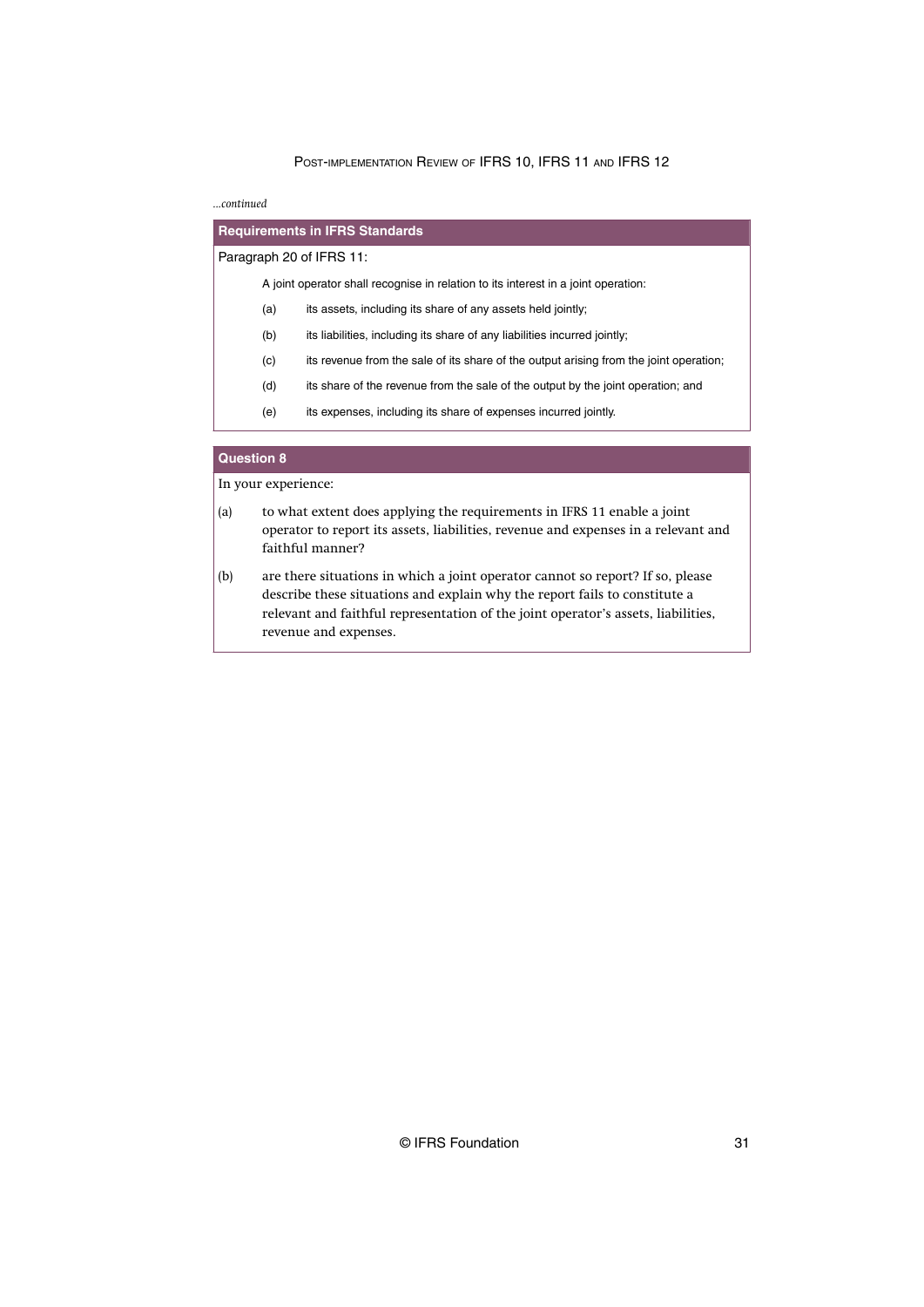*...continued*

**Requirements in IFRS Standards**

Paragraph 20 of IFRS 11:

> A joint operator shall recognise in relation to its interest in a joint operation:
>
> (a) its assets, including its share of any assets held jointly;
>
> (b) its liabilities, including its share of any liabilities incurred jointly;
>
> (c) its revenue from the sale of its share of the output arising from the joint operation;
>
> (d) its share of the revenue from the sale of the output by the joint operation; and
>
> (e) its expenses, including its share of expenses incurred jointly.

**Question 8**

In your experience:

(a) to what extent does applying the requirements in IFRS 11 enable a joint operator to report its assets, liabilities, revenue and expenses in a relevant and faithful manner?

(b) are there situations in which a joint operator cannot so report? If so, please describe these situations and explain why the report fails to constitute a relevant and faithful representation of the joint operator's assets, liabilities, revenue and expenses.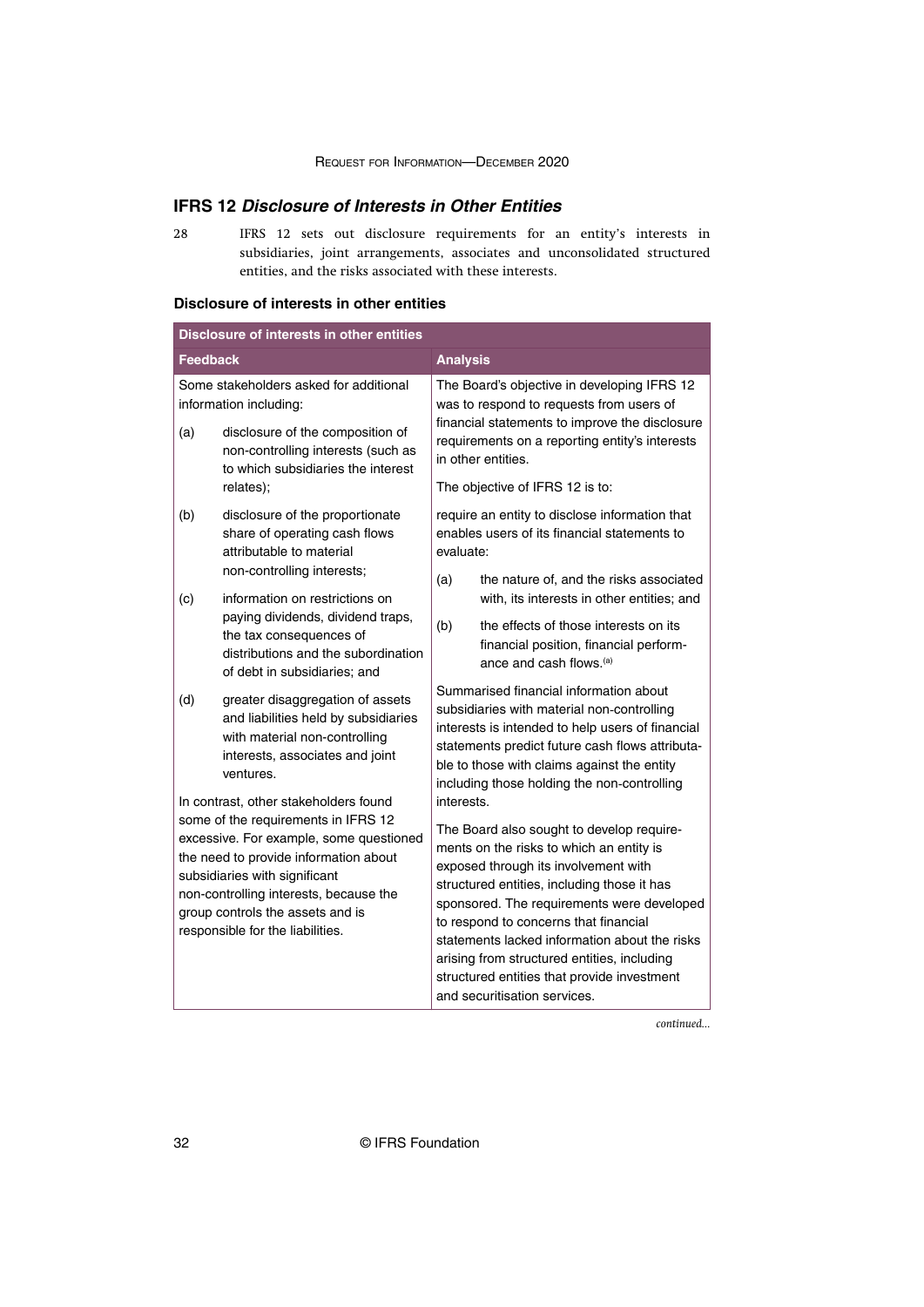## IFRS 12 *Disclosure of Interests in Other Entities*

28 IFRS 12 sets out disclosure requirements for an entity's interests in subsidiaries, joint arrangements, associates and unconsolidated structured entities, and the risks associated with these interests.

### Disclosure of interests in other entities

| Disclosure of interests in other entities | |
|---|---|
| **Feedback** | **Analysis** |
| Some stakeholders asked for additional information including:<br><br>(a) disclosure of the composition of non-controlling interests (such as to which subsidiaries the interest relates);<br><br>(b) disclosure of the proportionate share of operating cash flows attributable to material non-controlling interests;<br><br>(c) information on restrictions on paying dividends, dividend traps, the tax consequences of distributions and the subordination of debt in subsidiaries; and<br><br>(d) greater disaggregation of assets and liabilities held by subsidiaries with material non-controlling interests, associates and joint ventures.<br><br>In contrast, other stakeholders found some of the requirements in IFRS 12 excessive. For example, some questioned the need to provide information about subsidiaries with significant non-controlling interests, because the group controls the assets and is responsible for the liabilities. | The Board's objective in developing IFRS 12 was to respond to requests from users of financial statements to improve the disclosure requirements on a reporting entity's interests in other entities.<br><br>The objective of IFRS 12 is to:<br><br>require an entity to disclose information that enables users of its financial statements to evaluate:<br><br>(a) the nature of, and the risks associated with, its interests in other entities; and<br><br>(b) the effects of those interests on its financial position, financial performance and cash flows.[a]<br><br>Summarised financial information about subsidiaries with material non-controlling interests is intended to help users of financial statements predict future cash flows attributable to those with claims against the entity including those holding the non-controlling interests.<br><br>The Board also sought to develop requirements on the risks to which an entity is exposed through its involvement with structured entities, including those it has sponsored. The requirements were developed to respond to concerns that financial statements lacked information about the risks arising from structured entities, including structured entities that provide investment and securitisation services. |

*continued...*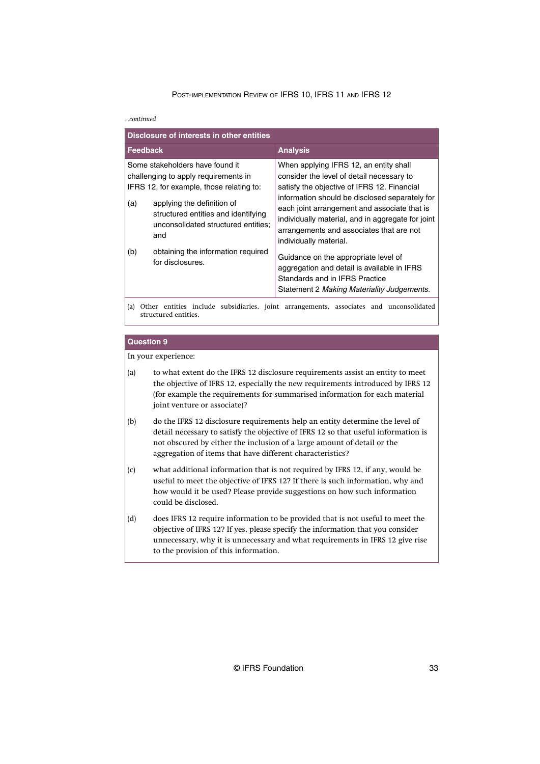*...continued*

| Disclosure of interests in other entities | |
|---|---|
| **Feedback** | **Analysis** |
| Some stakeholders have found it challenging to apply requirements in IFRS 12, for example, those relating to:<br>(a) applying the definition of structured entities and identifying unconsolidated structured entities; and<br>(b) obtaining the information required for disclosures. | When applying IFRS 12, an entity shall consider the level of detail necessary to satisfy the objective of IFRS 12. Financial information should be disclosed separately for each joint arrangement and associate that is individually material, and in aggregate for joint arrangements and associates that are not individually material.<br>Guidance on the appropriate level of aggregation and detail is available in IFRS Standards and in IFRS Practice Statement 2 *Making Materiality Judgements*. |

(a) Other entities include subsidiaries, joint arrangements, associates and unconsolidated structured entities.

### Question 9

In your experience:

(a) to what extent do the IFRS 12 disclosure requirements assist an entity to meet the objective of IFRS 12, especially the new requirements introduced by IFRS 12 (for example the requirements for summarised information for each material joint venture or associate)?

(b) do the IFRS 12 disclosure requirements help an entity determine the level of detail necessary to satisfy the objective of IFRS 12 so that useful information is not obscured by either the inclusion of a large amount of detail or the aggregation of items that have different characteristics?

(c) what additional information that is not required by IFRS 12, if any, would be useful to meet the objective of IFRS 12? If there is such information, why and how would it be used? Please provide suggestions on how such information could be disclosed.

(d) does IFRS 12 require information to be provided that is not useful to meet the objective of IFRS 12? If yes, please specify the information that you consider unnecessary, why it is unnecessary and what requirements in IFRS 12 give rise to the provision of this information.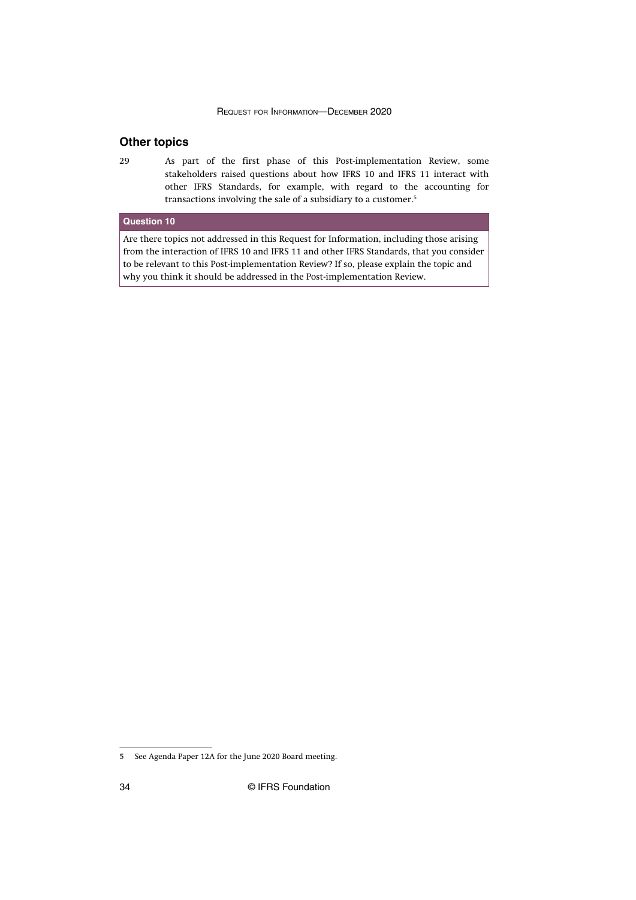## Other topics

29 As part of the first phase of this Post-implementation Review, some stakeholders raised questions about how IFRS 10 and IFRS 11 interact with other IFRS Standards, for example, with regard to the accounting for transactions involving the sale of a subsidiary to a customer.[5]

**Question 10**

Are there topics not addressed in this Request for Information, including those arising from the interaction of IFRS 10 and IFRS 11 and other IFRS Standards, that you consider to be relevant to this Post-implementation Review? If so, please explain the topic and why you think it should be addressed in the Post-implementation Review.

5 See Agenda Paper 12A for the June 2020 Board meeting.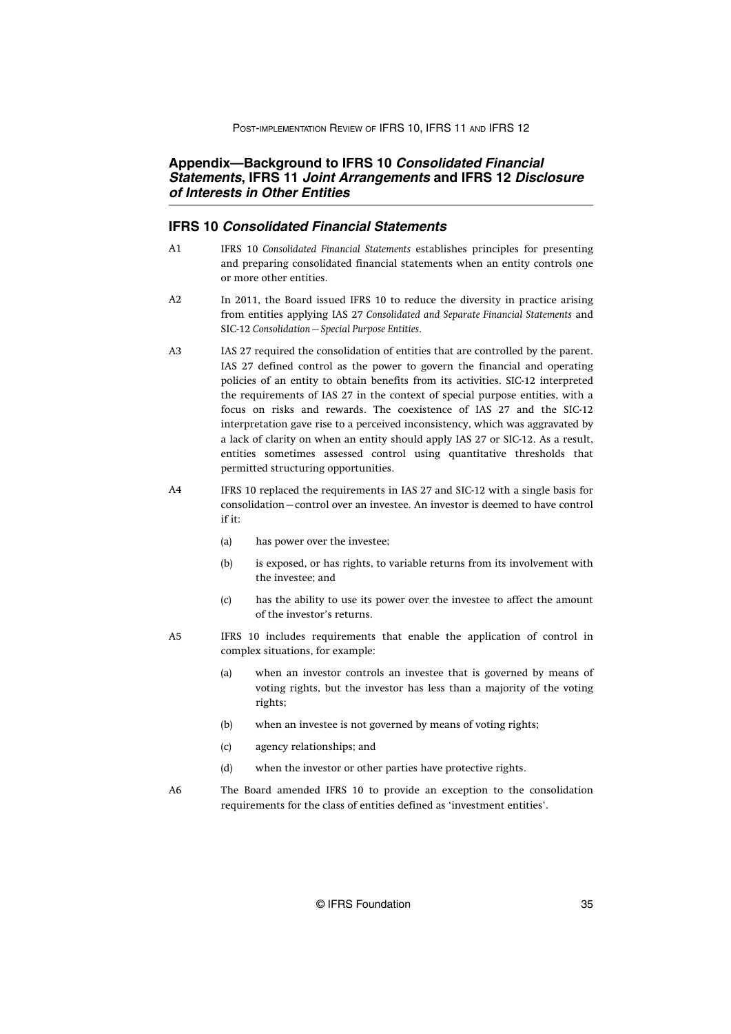## Appendix—Background to IFRS 10 *Consolidated Financial Statements*, IFRS 11 *Joint Arrangements* and IFRS 12 *Disclosure of Interests in Other Entities*

### IFRS 10 *Consolidated Financial Statements*

A1 IFRS 10 *Consolidated Financial Statements* establishes principles for presenting and preparing consolidated financial statements when an entity controls one or more other entities.

A2 In 2011, the Board issued IFRS 10 to reduce the diversity in practice arising from entities applying IAS 27 *Consolidated and Separate Financial Statements* and SIC-12 *Consolidation—Special Purpose Entities*.

A3 IAS 27 required the consolidation of entities that are controlled by the parent. IAS 27 defined control as the power to govern the financial and operating policies of an entity to obtain benefits from its activities. SIC-12 interpreted the requirements of IAS 27 in the context of special purpose entities, with a focus on risks and rewards. The coexistence of IAS 27 and the SIC-12 interpretation gave rise to a perceived inconsistency, which was aggravated by a lack of clarity on when an entity should apply IAS 27 or SIC-12. As a result, entities sometimes assessed control using quantitative thresholds that permitted structuring opportunities.

A4 IFRS 10 replaced the requirements in IAS 27 and SIC-12 with a single basis for consolidation—control over an investee. An investor is deemed to have control if it:

- (a) has power over the investee;
- (b) is exposed, or has rights, to variable returns from its involvement with the investee; and
- (c) has the ability to use its power over the investee to affect the amount of the investor's returns.

A5 IFRS 10 includes requirements that enable the application of control in complex situations, for example:

- (a) when an investor controls an investee that is governed by means of voting rights, but the investor has less than a majority of the voting rights;
- (b) when an investee is not governed by means of voting rights;
- (c) agency relationships; and
- (d) when the investor or other parties have protective rights.

A6 The Board amended IFRS 10 to provide an exception to the consolidation requirements for the class of entities defined as 'investment entities'.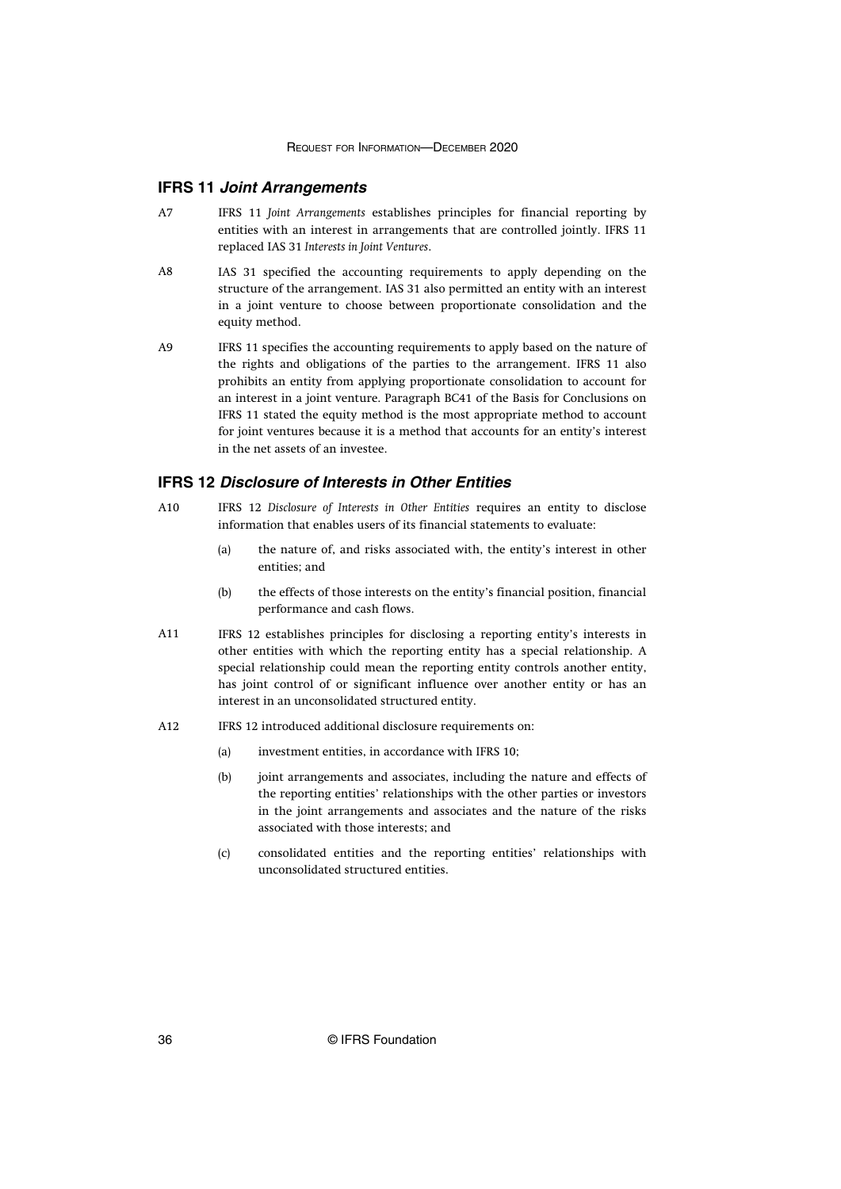## IFRS 11 *Joint Arrangements*

A7 IFRS 11 *Joint Arrangements* establishes principles for financial reporting by entities with an interest in arrangements that are controlled jointly. IFRS 11 replaced IAS 31 *Interests in Joint Ventures*.

A8 IAS 31 specified the accounting requirements to apply depending on the structure of the arrangement. IAS 31 also permitted an entity with an interest in a joint venture to choose between proportionate consolidation and the equity method.

A9 IFRS 11 specifies the accounting requirements to apply based on the nature of the rights and obligations of the parties to the arrangement. IFRS 11 also prohibits an entity from applying proportionate consolidation to account for an interest in a joint venture. Paragraph BC41 of the Basis for Conclusions on IFRS 11 stated the equity method is the most appropriate method to account for joint ventures because it is a method that accounts for an entity's interest in the net assets of an investee.

## IFRS 12 *Disclosure of Interests in Other Entities*

A10 IFRS 12 *Disclosure of Interests in Other Entities* requires an entity to disclose information that enables users of its financial statements to evaluate:

(a) the nature of, and risks associated with, the entity's interest in other entities; and

(b) the effects of those interests on the entity's financial position, financial performance and cash flows.

A11 IFRS 12 establishes principles for disclosing a reporting entity's interests in other entities with which the reporting entity has a special relationship. A special relationship could mean the reporting entity controls another entity, has joint control of or significant influence over another entity or has an interest in an unconsolidated structured entity.

A12 IFRS 12 introduced additional disclosure requirements on:

(a) investment entities, in accordance with IFRS 10;

(b) joint arrangements and associates, including the nature and effects of the reporting entities' relationships with the other parties or investors in the joint arrangements and associates and the nature of the risks associated with those interests; and

(c) consolidated entities and the reporting entities' relationships with unconsolidated structured entities.